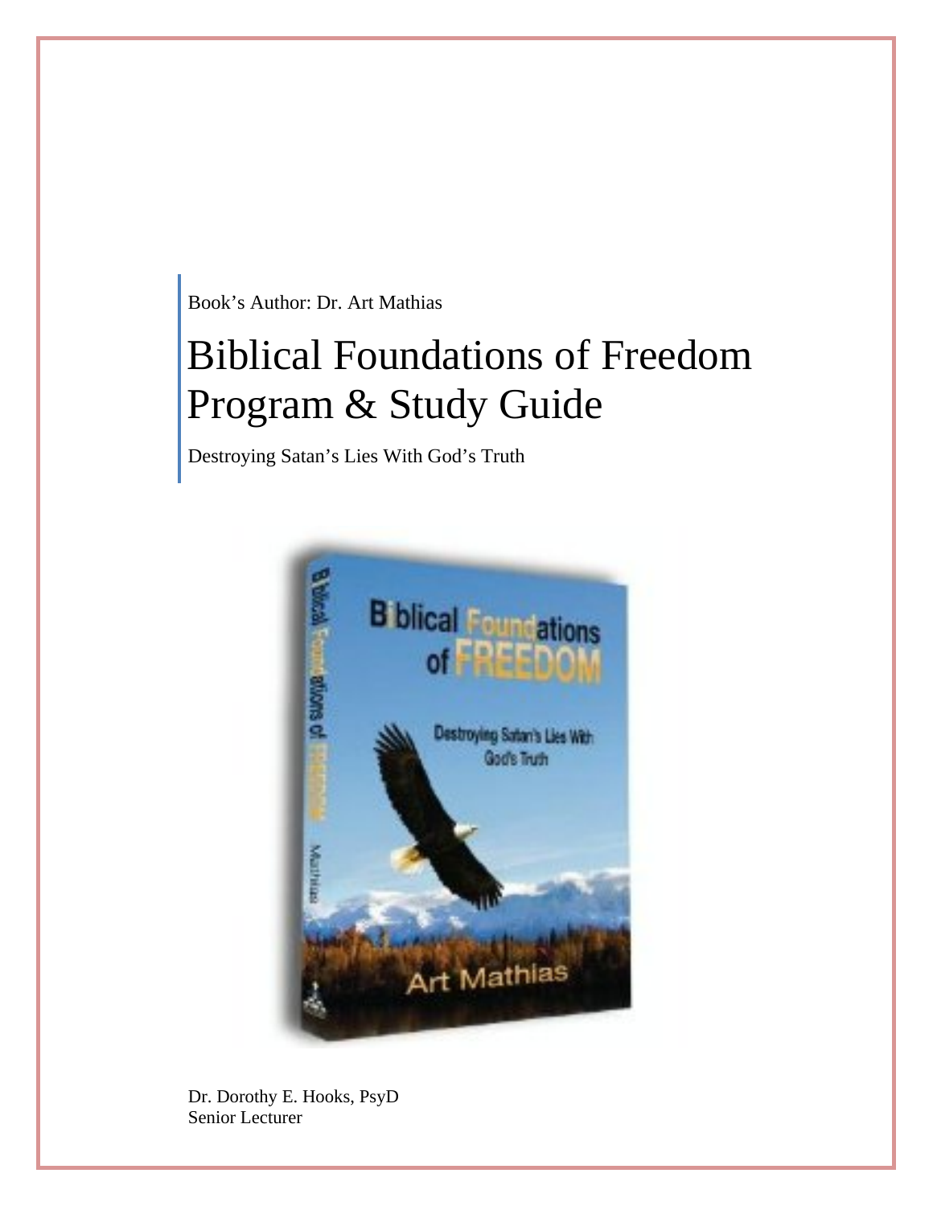Book's Author: Dr. Art Mathias

# Biblical Foundations of Freedom Program & Study Guide

Destroying Satan's Lies With God's Truth

Dr. Dorothy E. Hooks, PsyD
Senior Lecturer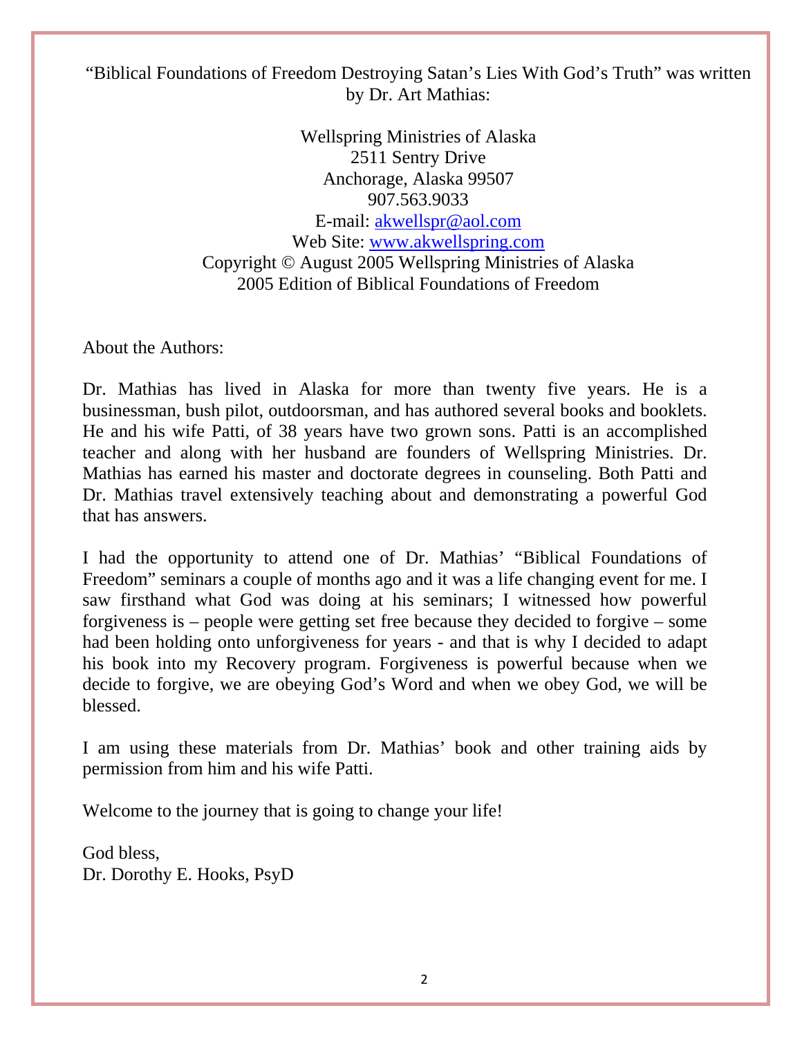"Biblical Foundations of Freedom Destroying Satan's Lies With God's Truth" was written by Dr. Art Mathias:

Wellspring Ministries of Alaska
2511 Sentry Drive
Anchorage, Alaska 99507
907.563.9033
E-mail: akwellspr@aol.com
Web Site: www.akwellspring.com
Copyright © August 2005 Wellspring Ministries of Alaska
2005 Edition of Biblical Foundations of Freedom

About the Authors:

Dr. Mathias has lived in Alaska for more than twenty five years. He is a businessman, bush pilot, outdoorsman, and has authored several books and booklets. He and his wife Patti, of 38 years have two grown sons. Patti is an accomplished teacher and along with her husband are founders of Wellspring Ministries. Dr. Mathias has earned his master and doctorate degrees in counseling. Both Patti and Dr. Mathias travel extensively teaching about and demonstrating a powerful God that has answers.

I had the opportunity to attend one of Dr. Mathias' "Biblical Foundations of Freedom" seminars a couple of months ago and it was a life changing event for me. I saw firsthand what God was doing at his seminars; I witnessed how powerful forgiveness is – people were getting set free because they decided to forgive – some had been holding onto unforgiveness for years - and that is why I decided to adapt his book into my Recovery program. Forgiveness is powerful because when we decide to forgive, we are obeying God's Word and when we obey God, we will be blessed.

I am using these materials from Dr. Mathias' book and other training aids by permission from him and his wife Patti.

Welcome to the journey that is going to change your life!

God bless,
Dr. Dorothy E. Hooks, PsyD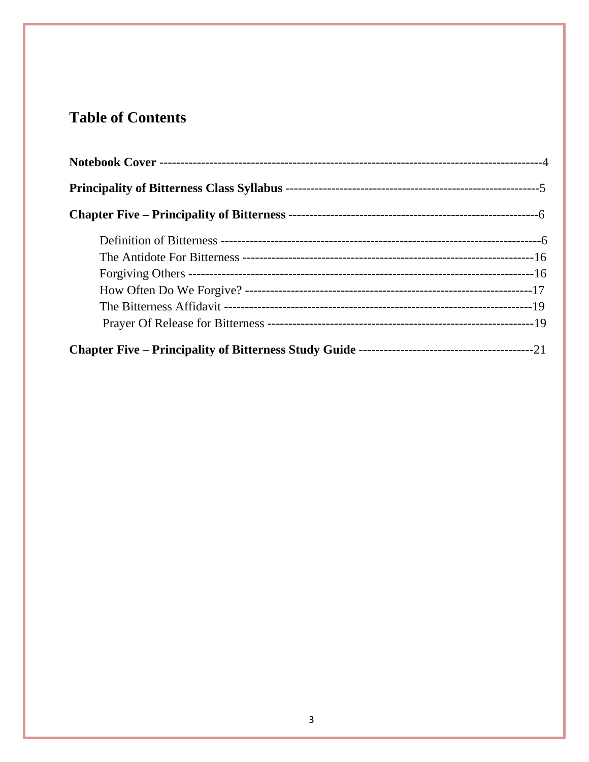# Table of Contents

**Notebook Cover** ------------------------------------------------------------------------------------------4

**Principality of Bitterness Class Syllabus** --------------------------------------------------------------5

**Chapter Five – Principality of Bitterness** ------------------------------------------------------------6

- Definition of Bitterness ------------------------------------------------------------------------------6
- The Antidote For Bitterness ---------------------------------------------------------------------16
- Forgiving Others -----------------------------------------------------------------------------------16
- How Often Do We Forgive? ----------------------------------------------------------------------17
- The Bitterness Affidavit --------------------------------------------------------------------------19
- Prayer Of Release for Bitterness ----------------------------------------------------------------19

**Chapter Five – Principality of Bitterness Study Guide** ------------------------------------------21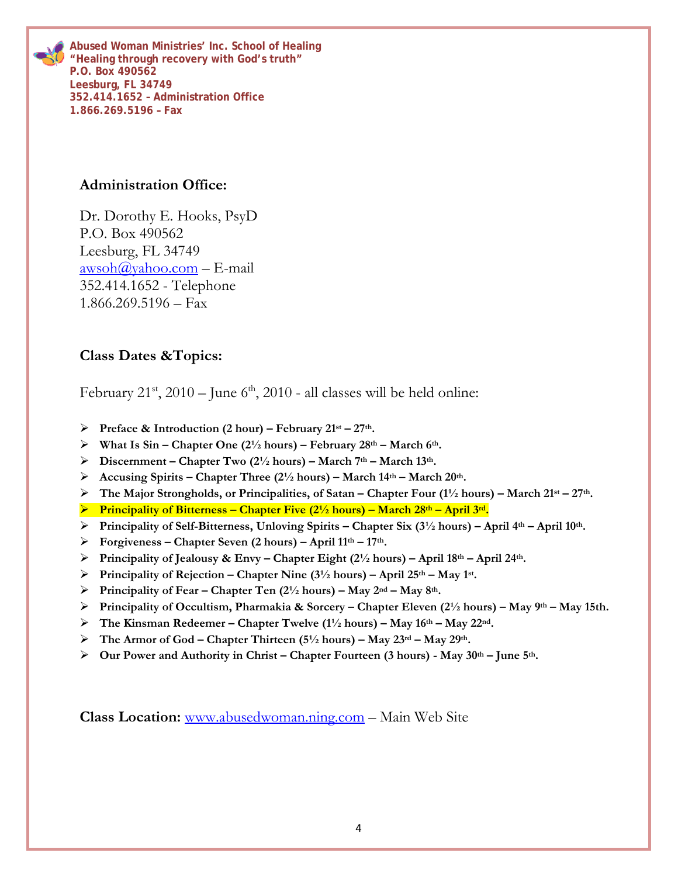**Abused Woman Ministries' Inc. School of Healing**
**"Healing through recovery with God's truth"**
**P.O. Box 490562**
**Leesburg, FL 34749**
**352.414.1652 – Administration Office**
**1.866.269.5196 – Fax**

## Administration Office:

Dr. Dorothy E. Hooks, PsyD
P.O. Box 490562
Leesburg, FL 34749
awsoh@yahoo.com – E-mail
352.414.1652 - Telephone
1.866.269.5196 – Fax

## Class Dates &Topics:

February 21st, 2010 – June 6th, 2010 - all classes will be held online:

- **Preface & Introduction (2 hour) – February 21st – 27th.**
- **What Is Sin – Chapter One (2½ hours) – February 28th – March 6th.**
- **Discernment – Chapter Two (2½ hours) – March 7th – March 13th.**
- **Accusing Spirits – Chapter Three (2½ hours) – March 14th – March 20th.**
- **The Major Strongholds, or Principalities, of Satan – Chapter Four (1½ hours) – March 21st – 27th.**
- **Principality of Bitterness – Chapter Five (2½ hours) – March 28th – April 3rd.**
- **Principality of Self-Bitterness, Unloving Spirits – Chapter Six (3½ hours) – April 4th – April 10th.**
- **Forgiveness – Chapter Seven (2 hours) – April 11th – 17th.**
- **Principality of Jealousy & Envy – Chapter Eight (2½ hours) – April 18th – April 24th.**
- **Principality of Rejection – Chapter Nine (3½ hours) – April 25th – May 1st.**
- **Principality of Fear – Chapter Ten (2½ hours) – May 2nd – May 8th.**
- **Principality of Occultism, Pharmakia & Sorcery – Chapter Eleven (2½ hours) – May 9th – May 15th.**
- **The Kinsman Redeemer – Chapter Twelve (1½ hours) – May 16th – May 22nd.**
- **The Armor of God – Chapter Thirteen (5½ hours) – May 23rd – May 29th.**
- **Our Power and Authority in Christ – Chapter Fourteen (3 hours) - May 30th – June 5th.**

**Class Location:** www.abusedwoman.ning.com – Main Web Site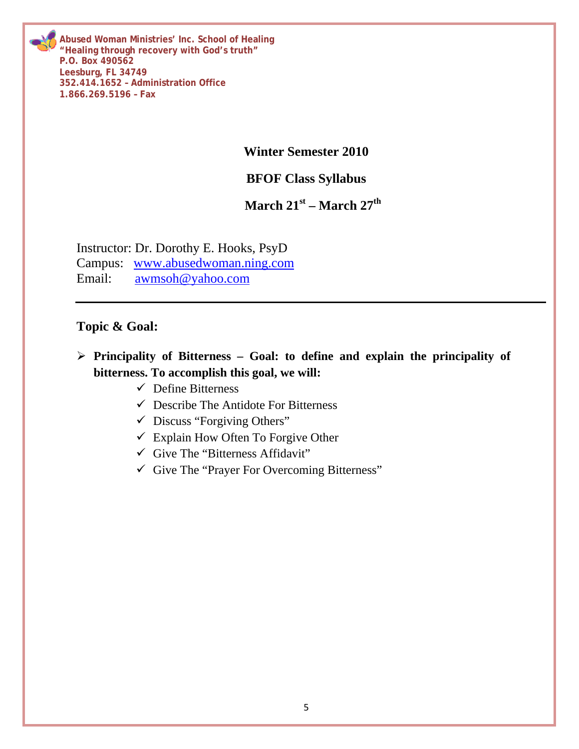**Abused Woman Ministries' Inc. School of Healing**
**"Healing through recovery with God's truth"**
**P.O. Box 490562**
**Leesburg, FL 34749**
**352.414.1652 – Administration Office**
**1.866.269.5196 – Fax**

**Winter Semester 2010**

**BFOF Class Syllabus**

**March 21st – March 27th**

Instructor: Dr. Dorothy E. Hooks, PsyD
Campus: www.abusedwoman.ning.com
Email: awmsoh@yahoo.com

---

## Topic & Goal:

- **Principality of Bitterness – Goal: to define and explain the principality of bitterness. To accomplish this goal, we will:**
  - ✓ Define Bitterness
  - ✓ Describe The Antidote For Bitterness
  - ✓ Discuss "Forgiving Others"
  - ✓ Explain How Often To Forgive Other
  - ✓ Give The "Bitterness Affidavit"
  - ✓ Give The "Prayer For Overcoming Bitterness"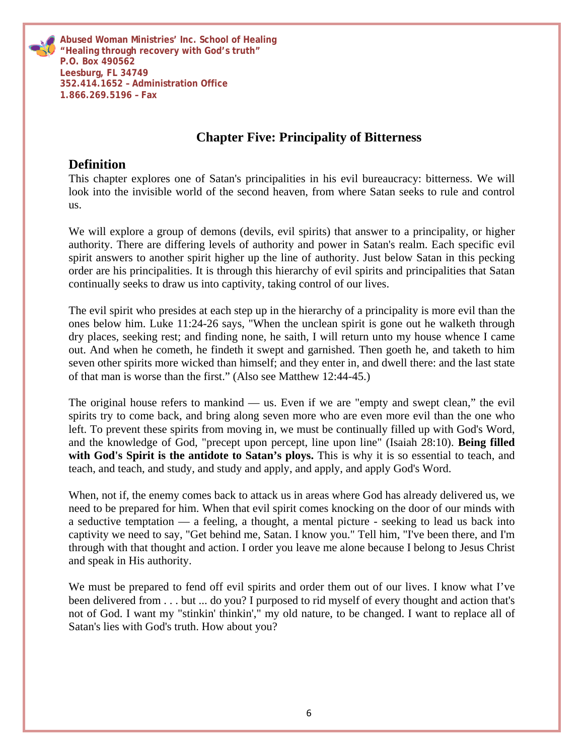# Chapter Five: Principality of Bitterness

## Definition

This chapter explores one of Satan's principalities in his evil bureaucracy: bitterness. We will look into the invisible world of the second heaven, from where Satan seeks to rule and control us.

We will explore a group of demons (devils, evil spirits) that answer to a principality, or higher authority. There are differing levels of authority and power in Satan's realm. Each specific evil spirit answers to another spirit higher up the line of authority. Just below Satan in this pecking order are his principalities. It is through this hierarchy of evil spirits and principalities that Satan continually seeks to draw us into captivity, taking control of our lives.

The evil spirit who presides at each step up in the hierarchy of a principality is more evil than the ones below him. Luke 11:24-26 says, "When the unclean spirit is gone out he walketh through dry places, seeking rest; and finding none, he saith, I will return unto my house whence I came out. And when he cometh, he findeth it swept and garnished. Then goeth he, and taketh to him seven other spirits more wicked than himself; and they enter in, and dwell there: and the last state of that man is worse than the first." (Also see Matthew 12:44-45.)

The original house refers to mankind — us. Even if we are "empty and swept clean," the evil spirits try to come back, and bring along seven more who are even more evil than the one who left. To prevent these spirits from moving in, we must be continually filled up with God's Word, and the knowledge of God, "precept upon percept, line upon line" (Isaiah 28:10). **Being filled with God's Spirit is the antidote to Satan's ploys.** This is why it is so essential to teach, and teach, and teach, and study, and study and apply, and apply, and apply God's Word.

When, not if, the enemy comes back to attack us in areas where God has already delivered us, we need to be prepared for him. When that evil spirit comes knocking on the door of our minds with a seductive temptation — a feeling, a thought, a mental picture - seeking to lead us back into captivity we need to say, "Get behind me, Satan. I know you." Tell him, "I've been there, and I'm through with that thought and action. I order you leave me alone because I belong to Jesus Christ and speak in His authority.

We must be prepared to fend off evil spirits and order them out of our lives. I know what I've been delivered from . . . but ... do you? I purposed to rid myself of every thought and action that's not of God. I want my "stinkin' thinkin'," my old nature, to be changed. I want to replace all of Satan's lies with God's truth. How about you?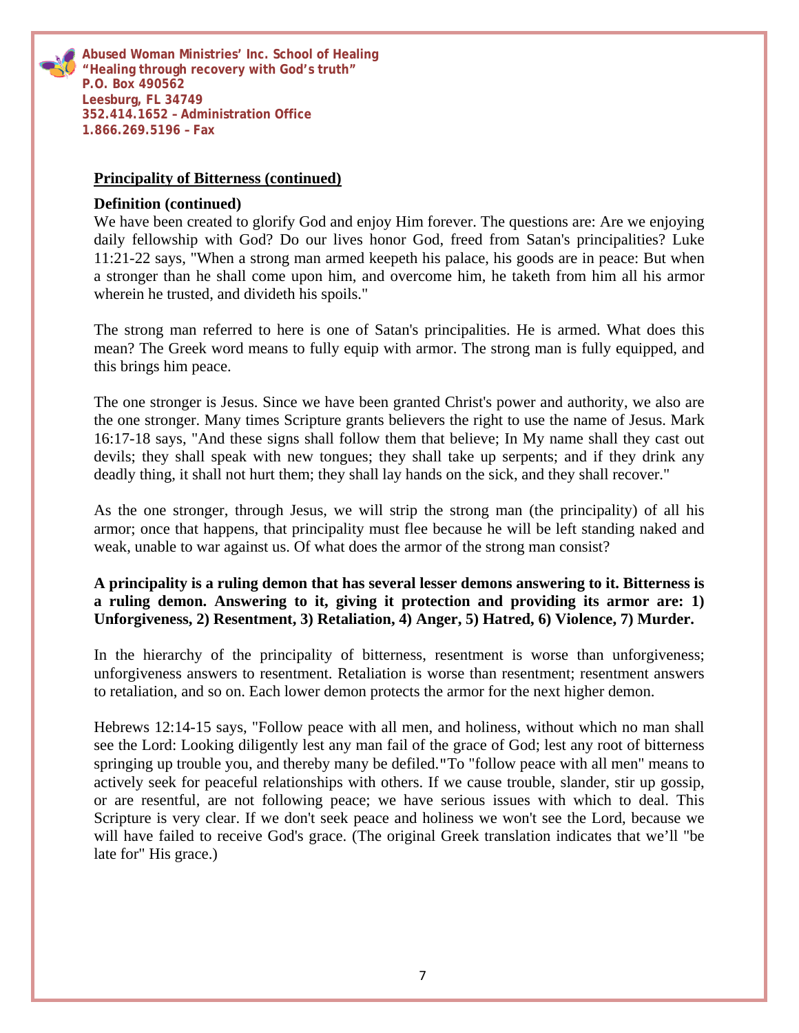**Principality of Bitterness (continued)**

**Definition (continued)**

We have been created to glorify God and enjoy Him forever. The questions are: Are we enjoying daily fellowship with God? Do our lives honor God, freed from Satan's principalities? Luke 11:21-22 says, "When a strong man armed keepeth his palace, his goods are in peace: But when a stronger than he shall come upon him, and overcome him, he taketh from him all his armor wherein he trusted, and divideth his spoils."

The strong man referred to here is one of Satan's principalities. He is armed. What does this mean? The Greek word means to fully equip with armor. The strong man is fully equipped, and this brings him peace.

The one stronger is Jesus. Since we have been granted Christ's power and authority, we also are the one stronger. Many times Scripture grants believers the right to use the name of Jesus. Mark 16:17-18 says, "And these signs shall follow them that believe; In My name shall they cast out devils; they shall speak with new tongues; they shall take up serpents; and if they drink any deadly thing, it shall not hurt them; they shall lay hands on the sick, and they shall recover."

As the one stronger, through Jesus, we will strip the strong man (the principality) of all his armor; once that happens, that principality must flee because he will be left standing naked and weak, unable to war against us. Of what does the armor of the strong man consist?

**A principality is a ruling demon that has several lesser demons answering to it. Bitterness is a ruling demon. Answering to it, giving it protection and providing its armor are: 1) Unforgiveness, 2) Resentment, 3) Retaliation, 4) Anger, 5) Hatred, 6) Violence, 7) Murder.**

In the hierarchy of the principality of bitterness, resentment is worse than unforgiveness; unforgiveness answers to resentment. Retaliation is worse than resentment; resentment answers to retaliation, and so on. Each lower demon protects the armor for the next higher demon.

Hebrews 12:14-15 says, "Follow peace with all men, and holiness, without which no man shall see the Lord: Looking diligently lest any man fail of the grace of God; lest any root of bitterness springing up trouble you, and thereby many be defiled."To "follow peace with all men" means to actively seek for peaceful relationships with others. If we cause trouble, slander, stir up gossip, or are resentful, are not following peace; we have serious issues with which to deal. This Scripture is very clear. If we don't seek peace and holiness we won't see the Lord, because we will have failed to receive God's grace. (The original Greek translation indicates that we'll "be late for" His grace.)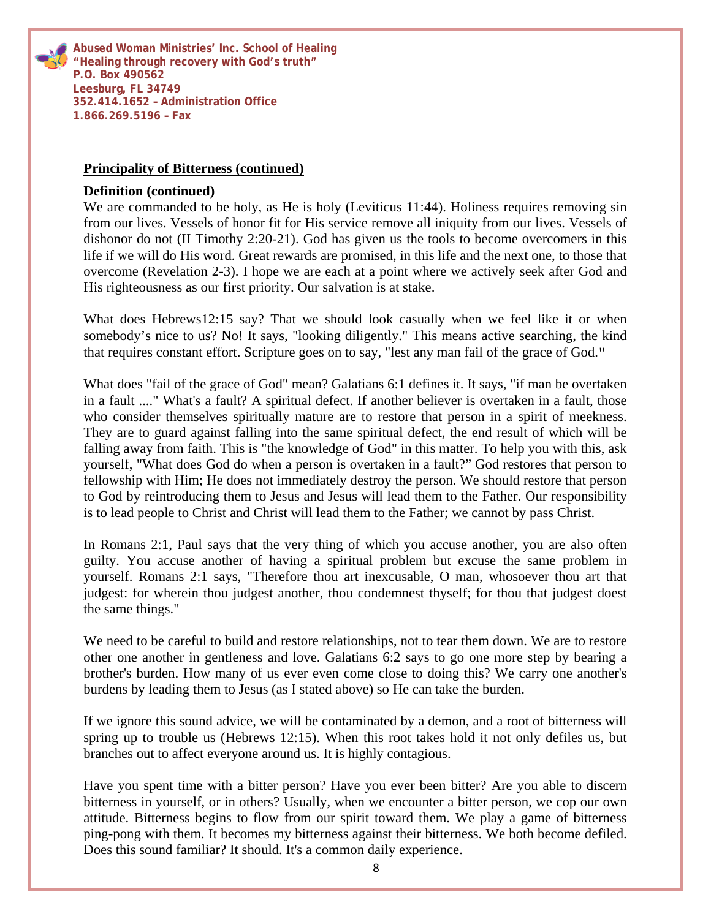**Principality of Bitterness (continued)**

**Definition (continued)**

We are commanded to be holy, as He is holy (Leviticus 11:44). Holiness requires removing sin from our lives. Vessels of honor fit for His service remove all iniquity from our lives. Vessels of dishonor do not (II Timothy 2:20-21). God has given us the tools to become overcomers in this life if we will do His word. Great rewards are promised, in this life and the next one, to those that overcome (Revelation 2-3). I hope we are each at a point where we actively seek after God and His righteousness as our first priority. Our salvation is at stake.

What does Hebrews12:15 say? That we should look casually when we feel like it or when somebody's nice to us? No! It says, "looking diligently." This means active searching, the kind that requires constant effort. Scripture goes on to say, "lest any man fail of the grace of God."

What does "fail of the grace of God" mean? Galatians 6:1 defines it. It says, "if man be overtaken in a fault ...." What's a fault? A spiritual defect. If another believer is overtaken in a fault, those who consider themselves spiritually mature are to restore that person in a spirit of meekness. They are to guard against falling into the same spiritual defect, the end result of which will be falling away from faith. This is "the knowledge of God" in this matter. To help you with this, ask yourself, "What does God do when a person is overtaken in a fault?" God restores that person to fellowship with Him; He does not immediately destroy the person. We should restore that person to God by reintroducing them to Jesus and Jesus will lead them to the Father. Our responsibility is to lead people to Christ and Christ will lead them to the Father; we cannot by pass Christ.

In Romans 2:1, Paul says that the very thing of which you accuse another, you are also often guilty. You accuse another of having a spiritual problem but excuse the same problem in yourself. Romans 2:1 says, "Therefore thou art inexcusable, O man, whosoever thou art that judgest: for wherein thou judgest another, thou condemnest thyself; for thou that judgest doest the same things."

We need to be careful to build and restore relationships, not to tear them down. We are to restore other one another in gentleness and love. Galatians 6:2 says to go one more step by bearing a brother's burden. How many of us ever even come close to doing this? We carry one another's burdens by leading them to Jesus (as I stated above) so He can take the burden.

If we ignore this sound advice, we will be contaminated by a demon, and a root of bitterness will spring up to trouble us (Hebrews 12:15). When this root takes hold it not only defiles us, but branches out to affect everyone around us. It is highly contagious.

Have you spent time with a bitter person? Have you ever been bitter? Are you able to discern bitterness in yourself, or in others? Usually, when we encounter a bitter person, we cop our own attitude. Bitterness begins to flow from our spirit toward them. We play a game of bitterness ping-pong with them. It becomes my bitterness against their bitterness. We both become defiled. Does this sound familiar? It should. It's a common daily experience.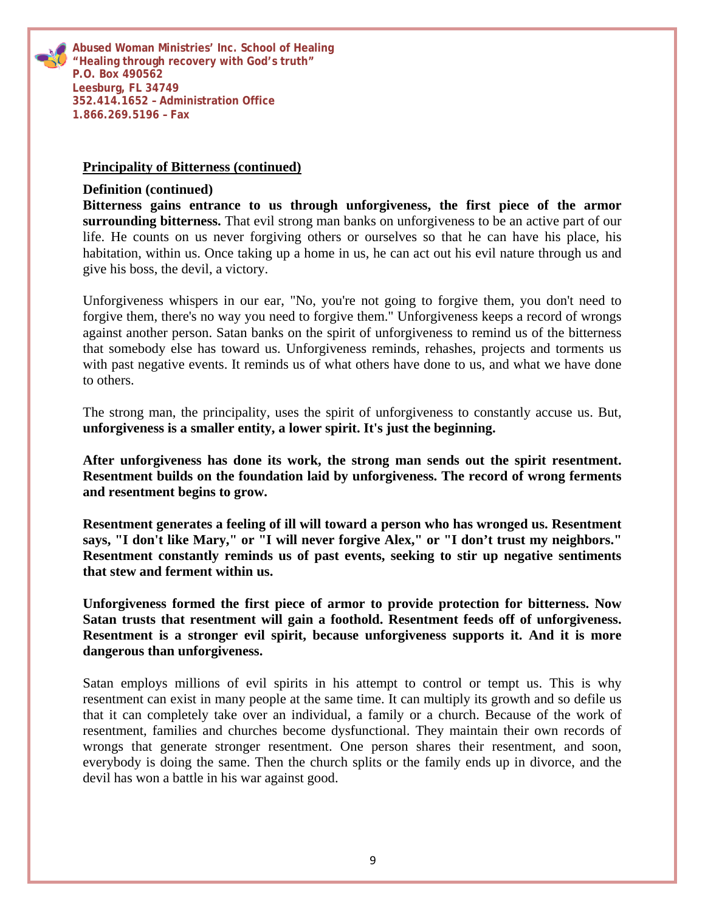**Principality of Bitterness (continued)**

**Definition (continued)**

**Bitterness gains entrance to us through unforgiveness, the first piece of the armor surrounding bitterness.** That evil strong man banks on unforgiveness to be an active part of our life. He counts on us never forgiving others or ourselves so that he can have his place, his habitation, within us. Once taking up a home in us, he can act out his evil nature through us and give his boss, the devil, a victory.

Unforgiveness whispers in our ear, "No, you're not going to forgive them, you don't need to forgive them, there's no way you need to forgive them." Unforgiveness keeps a record of wrongs against another person. Satan banks on the spirit of unforgiveness to remind us of the bitterness that somebody else has toward us. Unforgiveness reminds, rehashes, projects and torments us with past negative events. It reminds us of what others have done to us, and what we have done to others.

The strong man, the principality, uses the spirit of unforgiveness to constantly accuse us. But, **unforgiveness is a smaller entity, a lower spirit. It's just the beginning.**

**After unforgiveness has done its work, the strong man sends out the spirit resentment. Resentment builds on the foundation laid by unforgiveness. The record of wrong ferments and resentment begins to grow.**

**Resentment generates a feeling of ill will toward a person who has wronged us. Resentment says, "I don't like Mary," or "I will never forgive Alex," or "I don't trust my neighbors." Resentment constantly reminds us of past events, seeking to stir up negative sentiments that stew and ferment within us.**

**Unforgiveness formed the first piece of armor to provide protection for bitterness. Now Satan trusts that resentment will gain a foothold. Resentment feeds off of unforgiveness. Resentment is a stronger evil spirit, because unforgiveness supports it. And it is more dangerous than unforgiveness.**

Satan employs millions of evil spirits in his attempt to control or tempt us. This is why resentment can exist in many people at the same time. It can multiply its growth and so defile us that it can completely take over an individual, a family or a church. Because of the work of resentment, families and churches become dysfunctional. They maintain their own records of wrongs that generate stronger resentment. One person shares their resentment, and soon, everybody is doing the same. Then the church splits or the family ends up in divorce, and the devil has won a battle in his war against good.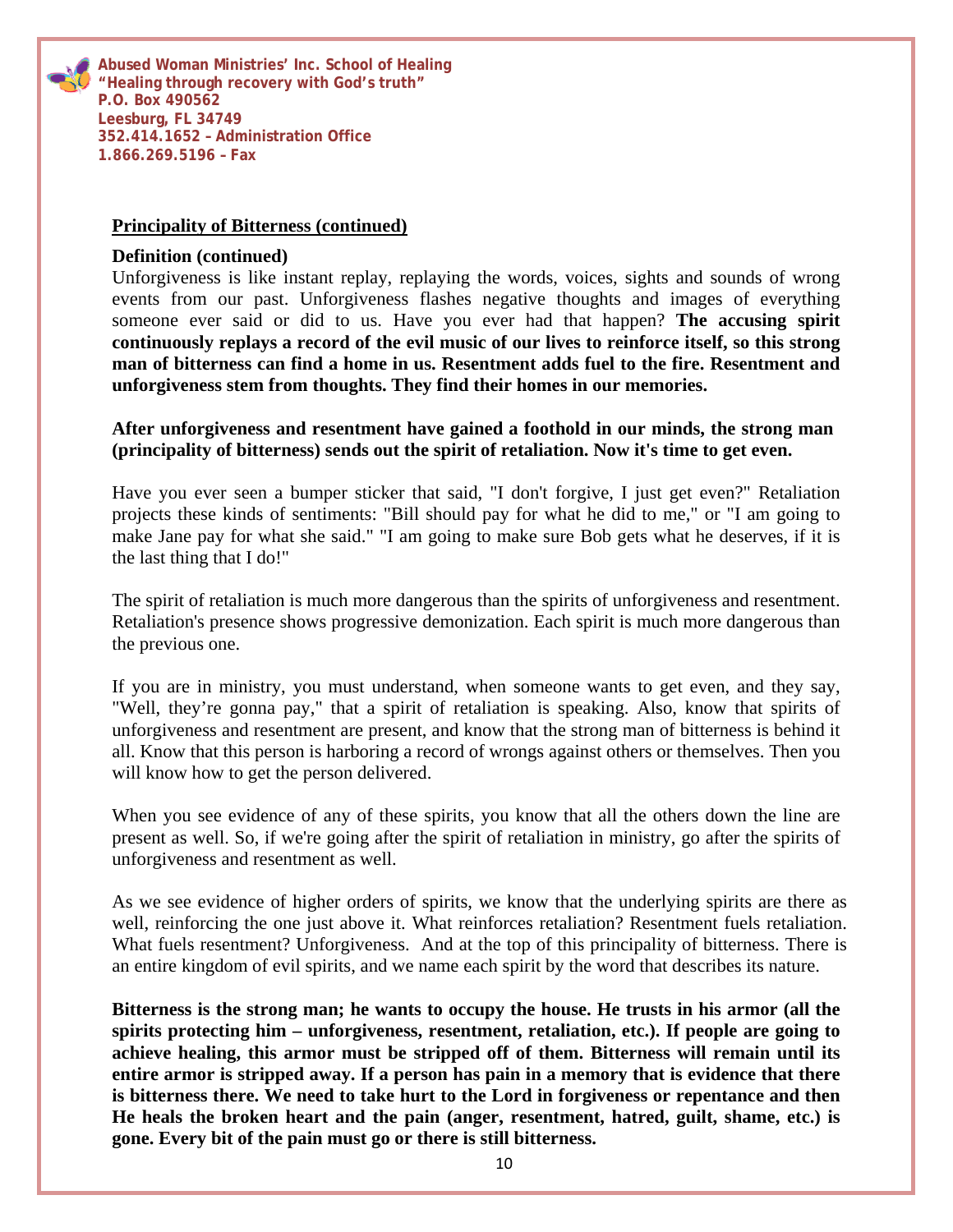Abused Woman Ministries' Inc. School of Healing
"Healing through recovery with God's truth"
P.O. Box 490562
Leesburg, FL 34749
352.414.1652 – Administration Office
1.866.269.5196 – Fax

## Principality of Bitterness (continued)

**Definition (continued)**

Unforgiveness is like instant replay, replaying the words, voices, sights and sounds of wrong events from our past. Unforgiveness flashes negative thoughts and images of everything someone ever said or did to us. Have you ever had that happen? **The accusing spirit continuously replays a record of the evil music of our lives to reinforce itself, so this strong man of bitterness can find a home in us. Resentment adds fuel to the fire. Resentment and unforgiveness stem from thoughts. They find their homes in our memories.**

**After unforgiveness and resentment have gained a foothold in our minds, the strong man (principality of bitterness) sends out the spirit of retaliation. Now it's time to get even.**

Have you ever seen a bumper sticker that said, "I don't forgive, I just get even?" Retaliation projects these kinds of sentiments: "Bill should pay for what he did to me," or "I am going to make Jane pay for what she said." "I am going to make sure Bob gets what he deserves, if it is the last thing that I do!"

The spirit of retaliation is much more dangerous than the spirits of unforgiveness and resentment. Retaliation's presence shows progressive demonization. Each spirit is much more dangerous than the previous one.

If you are in ministry, you must understand, when someone wants to get even, and they say, "Well, they're gonna pay," that a spirit of retaliation is speaking. Also, know that spirits of unforgiveness and resentment are present, and know that the strong man of bitterness is behind it all. Know that this person is harboring a record of wrongs against others or themselves. Then you will know how to get the person delivered.

When you see evidence of any of these spirits, you know that all the others down the line are present as well. So, if we're going after the spirit of retaliation in ministry, go after the spirits of unforgiveness and resentment as well.

As we see evidence of higher orders of spirits, we know that the underlying spirits are there as well, reinforcing the one just above it. What reinforces retaliation? Resentment fuels retaliation. What fuels resentment? Unforgiveness. And at the top of this principality of bitterness. There is an entire kingdom of evil spirits, and we name each spirit by the word that describes its nature.

**Bitterness is the strong man; he wants to occupy the house. He trusts in his armor (all the spirits protecting him – unforgiveness, resentment, retaliation, etc.). If people are going to achieve healing, this armor must be stripped off of them. Bitterness will remain until its entire armor is stripped away. If a person has pain in a memory that is evidence that there is bitterness there. We need to take hurt to the Lord in forgiveness or repentance and then He heals the broken heart and the pain (anger, resentment, hatred, guilt, shame, etc.) is gone. Every bit of the pain must go or there is still bitterness.**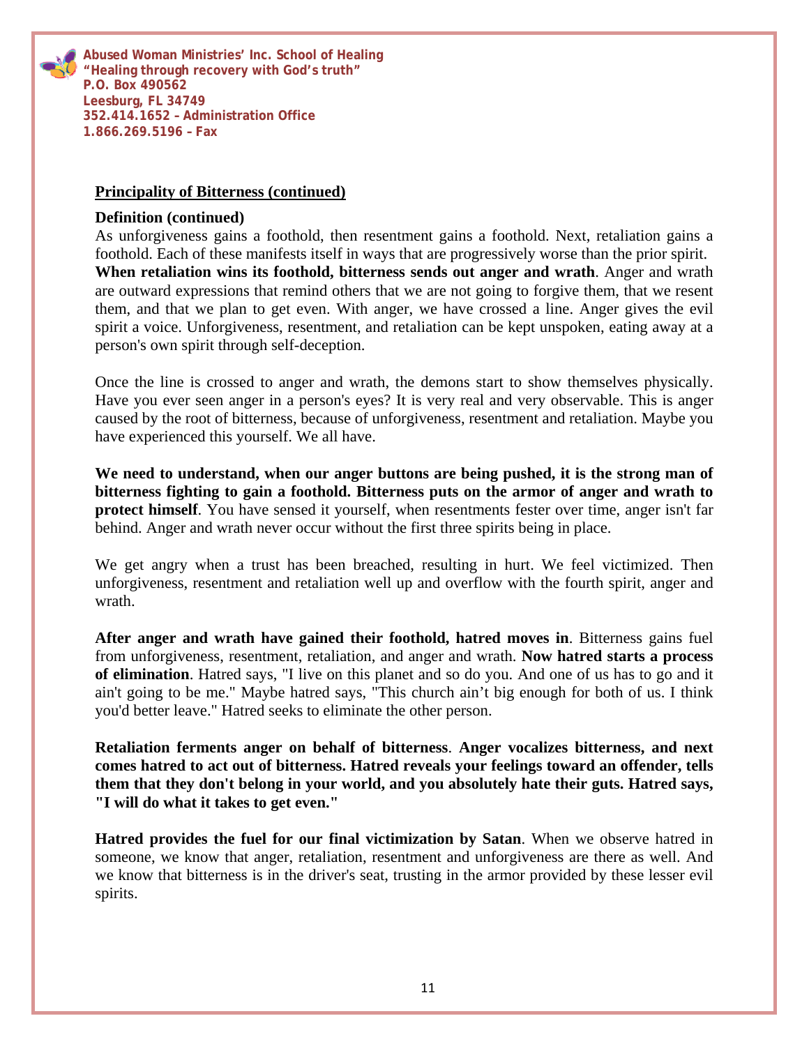**Principality of Bitterness (continued)**

**Definition (continued)**

As unforgiveness gains a foothold, then resentment gains a foothold. Next, retaliation gains a foothold. Each of these manifests itself in ways that are progressively worse than the prior spirit. **When retaliation wins its foothold, bitterness sends out anger and wrath**. Anger and wrath are outward expressions that remind others that we are not going to forgive them, that we resent them, and that we plan to get even. With anger, we have crossed a line. Anger gives the evil spirit a voice. Unforgiveness, resentment, and retaliation can be kept unspoken, eating away at a person's own spirit through self-deception.

Once the line is crossed to anger and wrath, the demons start to show themselves physically. Have you ever seen anger in a person's eyes? It is very real and very observable. This is anger caused by the root of bitterness, because of unforgiveness, resentment and retaliation. Maybe you have experienced this yourself. We all have.

**We need to understand, when our anger buttons are being pushed, it is the strong man of bitterness fighting to gain a foothold. Bitterness puts on the armor of anger and wrath to protect himself**. You have sensed it yourself, when resentments fester over time, anger isn't far behind. Anger and wrath never occur without the first three spirits being in place.

We get angry when a trust has been breached, resulting in hurt. We feel victimized. Then unforgiveness, resentment and retaliation well up and overflow with the fourth spirit, anger and wrath.

**After anger and wrath have gained their foothold, hatred moves in**. Bitterness gains fuel from unforgiveness, resentment, retaliation, and anger and wrath. **Now hatred starts a process of elimination**. Hatred says, "I live on this planet and so do you. And one of us has to go and it ain't going to be me." Maybe hatred says, "This church ain't big enough for both of us. I think you'd better leave." Hatred seeks to eliminate the other person.

**Retaliation ferments anger on behalf of bitterness**. **Anger vocalizes bitterness, and next comes hatred to act out of bitterness. Hatred reveals your feelings toward an offender, tells them that they don't belong in your world, and you absolutely hate their guts. Hatred says, "I will do what it takes to get even."**

**Hatred provides the fuel for our final victimization by Satan**. When we observe hatred in someone, we know that anger, retaliation, resentment and unforgiveness are there as well. And we know that bitterness is in the driver's seat, trusting in the armor provided by these lesser evil spirits.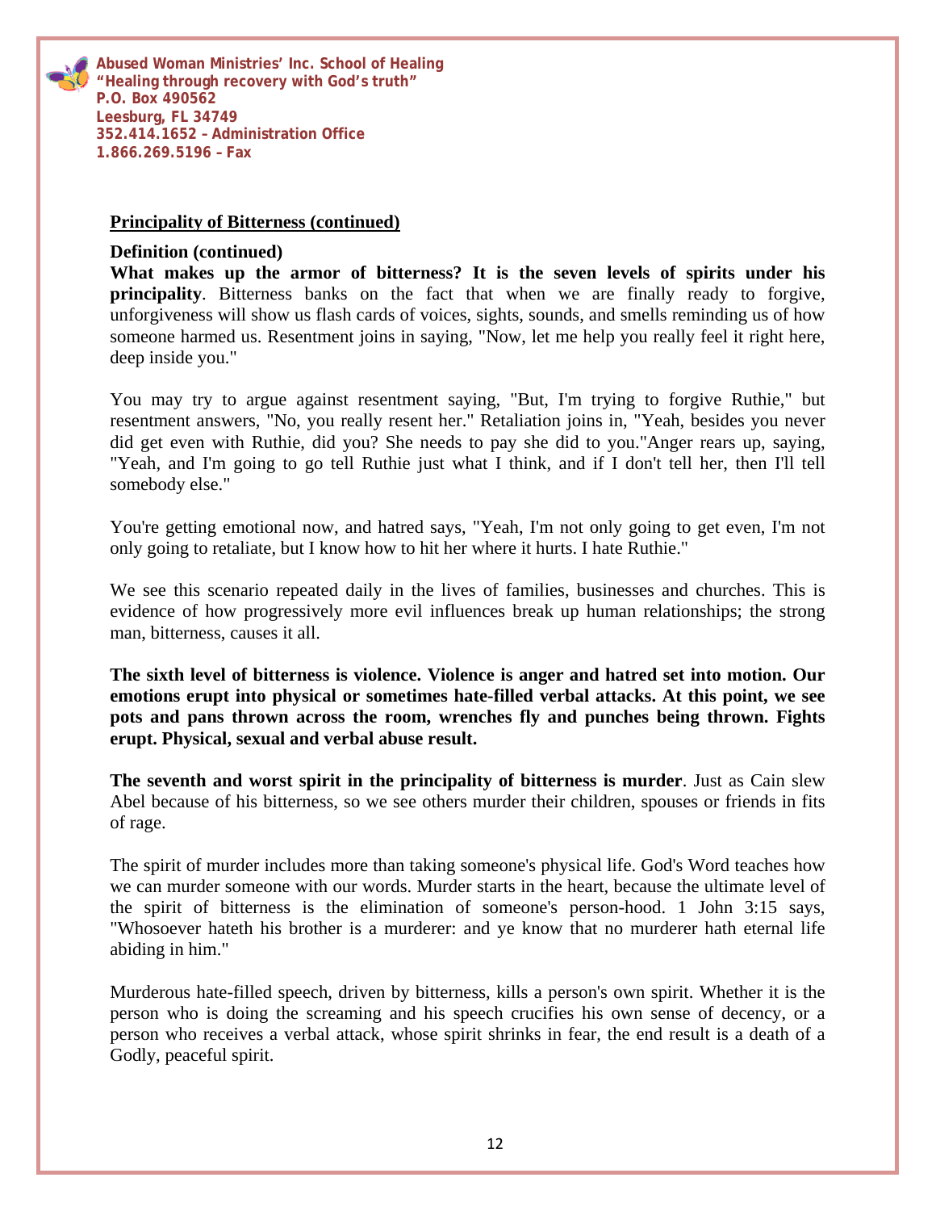## Principality of Bitterness (continued)

**Definition (continued)**

**What makes up the armor of bitterness? It is the seven levels of spirits under his principality**. Bitterness banks on the fact that when we are finally ready to forgive, unforgiveness will show us flash cards of voices, sights, sounds, and smells reminding us of how someone harmed us. Resentment joins in saying, "Now, let me help you really feel it right here, deep inside you."

You may try to argue against resentment saying, "But, I'm trying to forgive Ruthie," but resentment answers, "No, you really resent her." Retaliation joins in, "Yeah, besides you never did get even with Ruthie, did you? She needs to pay she did to you."Anger rears up, saying, "Yeah, and I'm going to go tell Ruthie just what I think, and if I don't tell her, then I'll tell somebody else."

You're getting emotional now, and hatred says, "Yeah, I'm not only going to get even, I'm not only going to retaliate, but I know how to hit her where it hurts. I hate Ruthie."

We see this scenario repeated daily in the lives of families, businesses and churches. This is evidence of how progressively more evil influences break up human relationships; the strong man, bitterness, causes it all.

**The sixth level of bitterness is violence. Violence is anger and hatred set into motion. Our emotions erupt into physical or sometimes hate-filled verbal attacks. At this point, we see pots and pans thrown across the room, wrenches fly and punches being thrown. Fights erupt. Physical, sexual and verbal abuse result.**

**The seventh and worst spirit in the principality of bitterness is murder**. Just as Cain slew Abel because of his bitterness, so we see others murder their children, spouses or friends in fits of rage.

The spirit of murder includes more than taking someone's physical life. God's Word teaches how we can murder someone with our words. Murder starts in the heart, because the ultimate level of the spirit of bitterness is the elimination of someone's person-hood. 1 John 3:15 says, "Whosoever hateth his brother is a murderer: and ye know that no murderer hath eternal life abiding in him."

Murderous hate-filled speech, driven by bitterness, kills a person's own spirit. Whether it is the person who is doing the screaming and his speech crucifies his own sense of decency, or a person who receives a verbal attack, whose spirit shrinks in fear, the end result is a death of a Godly, peaceful spirit.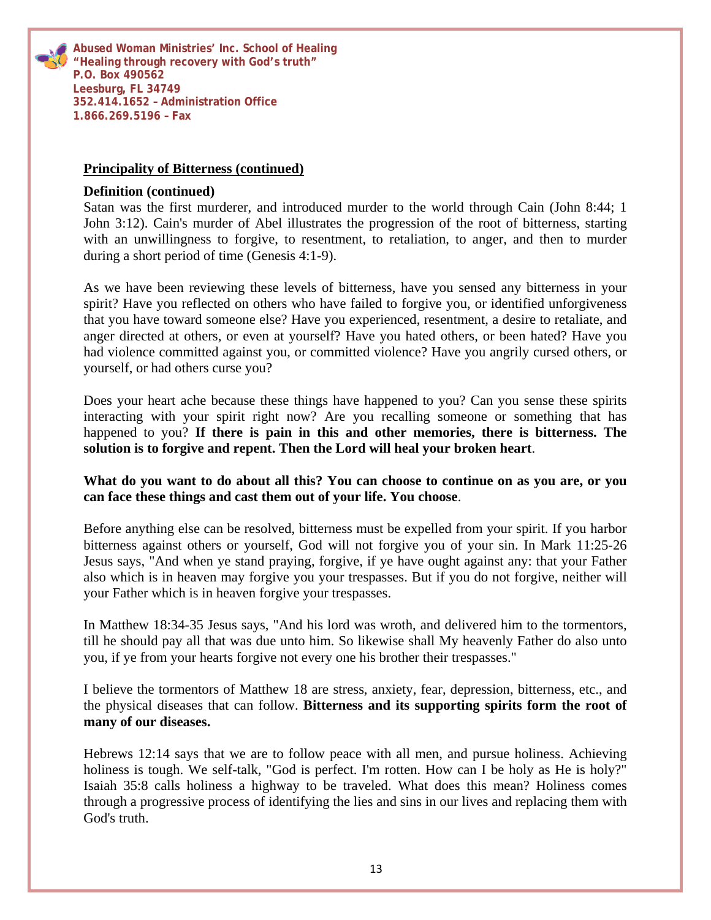**Principality of Bitterness (continued)**

**Definition (continued)**

Satan was the first murderer, and introduced murder to the world through Cain (John 8:44; 1 John 3:12). Cain's murder of Abel illustrates the progression of the root of bitterness, starting with an unwillingness to forgive, to resentment, to retaliation, to anger, and then to murder during a short period of time (Genesis 4:1-9).

As we have been reviewing these levels of bitterness, have you sensed any bitterness in your spirit? Have you reflected on others who have failed to forgive you, or identified unforgiveness that you have toward someone else? Have you experienced, resentment, a desire to retaliate, and anger directed at others, or even at yourself? Have you hated others, or been hated? Have you had violence committed against you, or committed violence? Have you angrily cursed others, or yourself, or had others curse you?

Does your heart ache because these things have happened to you? Can you sense these spirits interacting with your spirit right now? Are you recalling someone or something that has happened to you? **If there is pain in this and other memories, there is bitterness. The solution is to forgive and repent. Then the Lord will heal your broken heart**.

**What do you want to do about all this? You can choose to continue on as you are, or you can face these things and cast them out of your life. You choose**.

Before anything else can be resolved, bitterness must be expelled from your spirit. If you harbor bitterness against others or yourself, God will not forgive you of your sin. In Mark 11:25-26 Jesus says, "And when ye stand praying, forgive, if ye have ought against any: that your Father also which is in heaven may forgive you your trespasses. But if you do not forgive, neither will your Father which is in heaven forgive your trespasses.

In Matthew 18:34-35 Jesus says, "And his lord was wroth, and delivered him to the tormentors, till he should pay all that was due unto him. So likewise shall My heavenly Father do also unto you, if ye from your hearts forgive not every one his brother their trespasses."

I believe the tormentors of Matthew 18 are stress, anxiety, fear, depression, bitterness, etc., and the physical diseases that can follow. **Bitterness and its supporting spirits form the root of many of our diseases.**

Hebrews 12:14 says that we are to follow peace with all men, and pursue holiness. Achieving holiness is tough. We self-talk, "God is perfect. I'm rotten. How can I be holy as He is holy?" Isaiah 35:8 calls holiness a highway to be traveled. What does this mean? Holiness comes through a progressive process of identifying the lies and sins in our lives and replacing them with God's truth.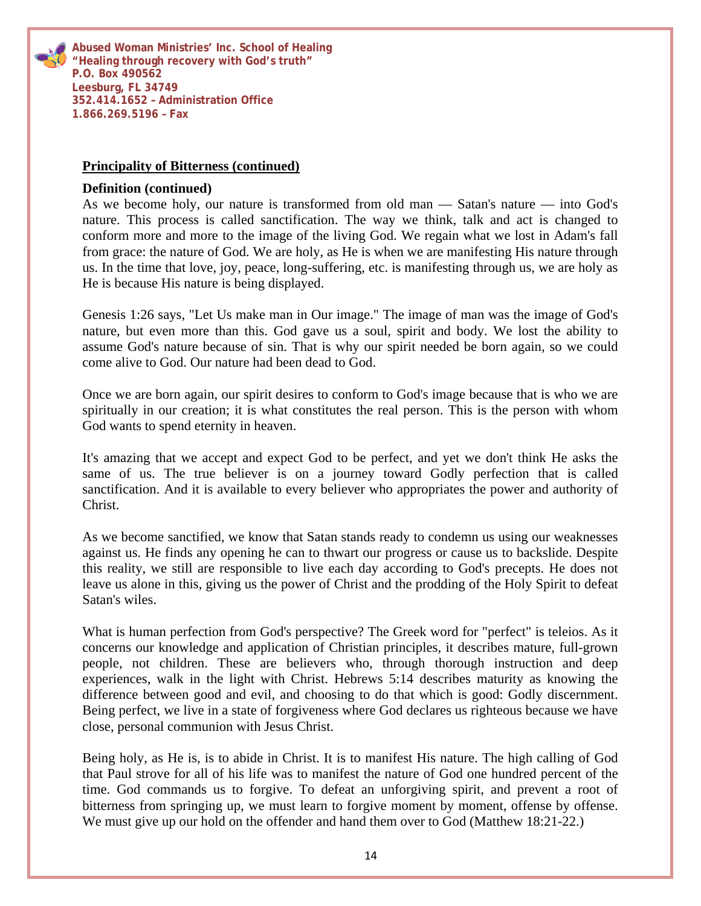## Principality of Bitterness (continued)

**Definition (continued)**

As we become holy, our nature is transformed from old man — Satan's nature — into God's nature. This process is called sanctification. The way we think, talk and act is changed to conform more and more to the image of the living God. We regain what we lost in Adam's fall from grace: the nature of God. We are holy, as He is when we are manifesting His nature through us. In the time that love, joy, peace, long-suffering, etc. is manifesting through us, we are holy as He is because His nature is being displayed.

Genesis 1:26 says, "Let Us make man in Our image." The image of man was the image of God's nature, but even more than this. God gave us a soul, spirit and body. We lost the ability to assume God's nature because of sin. That is why our spirit needed be born again, so we could come alive to God. Our nature had been dead to God.

Once we are born again, our spirit desires to conform to God's image because that is who we are spiritually in our creation; it is what constitutes the real person. This is the person with whom God wants to spend eternity in heaven.

It's amazing that we accept and expect God to be perfect, and yet we don't think He asks the same of us. The true believer is on a journey toward Godly perfection that is called sanctification. And it is available to every believer who appropriates the power and authority of Christ.

As we become sanctified, we know that Satan stands ready to condemn us using our weaknesses against us. He finds any opening he can to thwart our progress or cause us to backslide. Despite this reality, we still are responsible to live each day according to God's precepts. He does not leave us alone in this, giving us the power of Christ and the prodding of the Holy Spirit to defeat Satan's wiles.

What is human perfection from God's perspective? The Greek word for "perfect" is teleios. As it concerns our knowledge and application of Christian principles, it describes mature, full-grown people, not children. These are believers who, through thorough instruction and deep experiences, walk in the light with Christ. Hebrews 5:14 describes maturity as knowing the difference between good and evil, and choosing to do that which is good: Godly discernment. Being perfect, we live in a state of forgiveness where God declares us righteous because we have close, personal communion with Jesus Christ.

Being holy, as He is, is to abide in Christ. It is to manifest His nature. The high calling of God that Paul strove for all of his life was to manifest the nature of God one hundred percent of the time. God commands us to forgive. To defeat an unforgiving spirit, and prevent a root of bitterness from springing up, we must learn to forgive moment by moment, offense by offense. We must give up our hold on the offender and hand them over to God (Matthew 18:21-22.)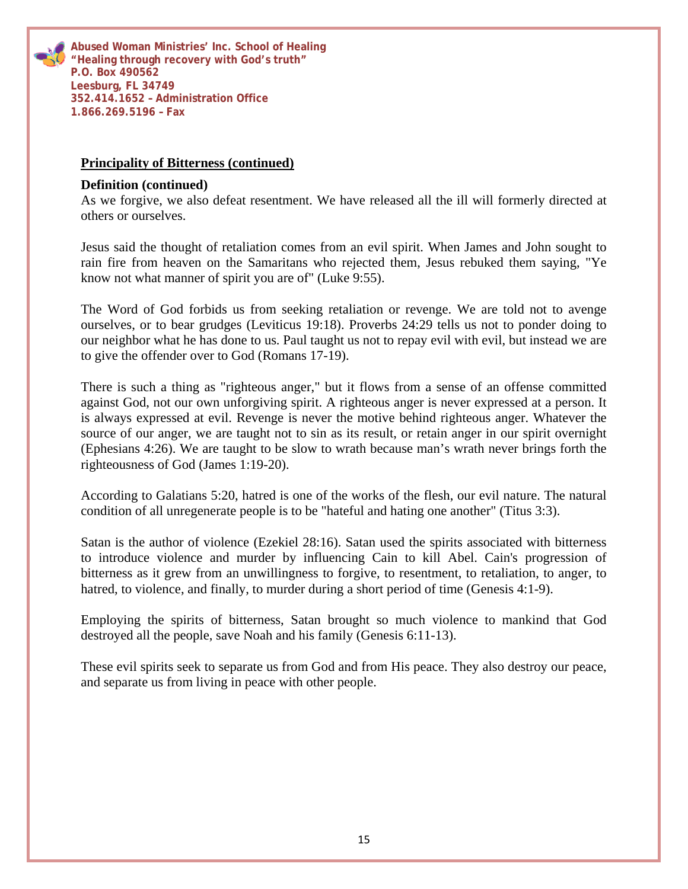**Principality of Bitterness (continued)**

**Definition (continued)**

As we forgive, we also defeat resentment. We have released all the ill will formerly directed at others or ourselves.

Jesus said the thought of retaliation comes from an evil spirit. When James and John sought to rain fire from heaven on the Samaritans who rejected them, Jesus rebuked them saying, "Ye know not what manner of spirit you are of" (Luke 9:55).

The Word of God forbids us from seeking retaliation or revenge. We are told not to avenge ourselves, or to bear grudges (Leviticus 19:18). Proverbs 24:29 tells us not to ponder doing to our neighbor what he has done to us. Paul taught us not to repay evil with evil, but instead we are to give the offender over to God (Romans 17-19).

There is such a thing as "righteous anger," but it flows from a sense of an offense committed against God, not our own unforgiving spirit. A righteous anger is never expressed at a person. It is always expressed at evil. Revenge is never the motive behind righteous anger. Whatever the source of our anger, we are taught not to sin as its result, or retain anger in our spirit overnight (Ephesians 4:26). We are taught to be slow to wrath because man's wrath never brings forth the righteousness of God (James 1:19-20).

According to Galatians 5:20, hatred is one of the works of the flesh, our evil nature. The natural condition of all unregenerate people is to be "hateful and hating one another" (Titus 3:3).

Satan is the author of violence (Ezekiel 28:16). Satan used the spirits associated with bitterness to introduce violence and murder by influencing Cain to kill Abel. Cain's progression of bitterness as it grew from an unwillingness to forgive, to resentment, to retaliation, to anger, to hatred, to violence, and finally, to murder during a short period of time (Genesis 4:1-9).

Employing the spirits of bitterness, Satan brought so much violence to mankind that God destroyed all the people, save Noah and his family (Genesis 6:11-13).

These evil spirits seek to separate us from God and from His peace. They also destroy our peace, and separate us from living in peace with other people.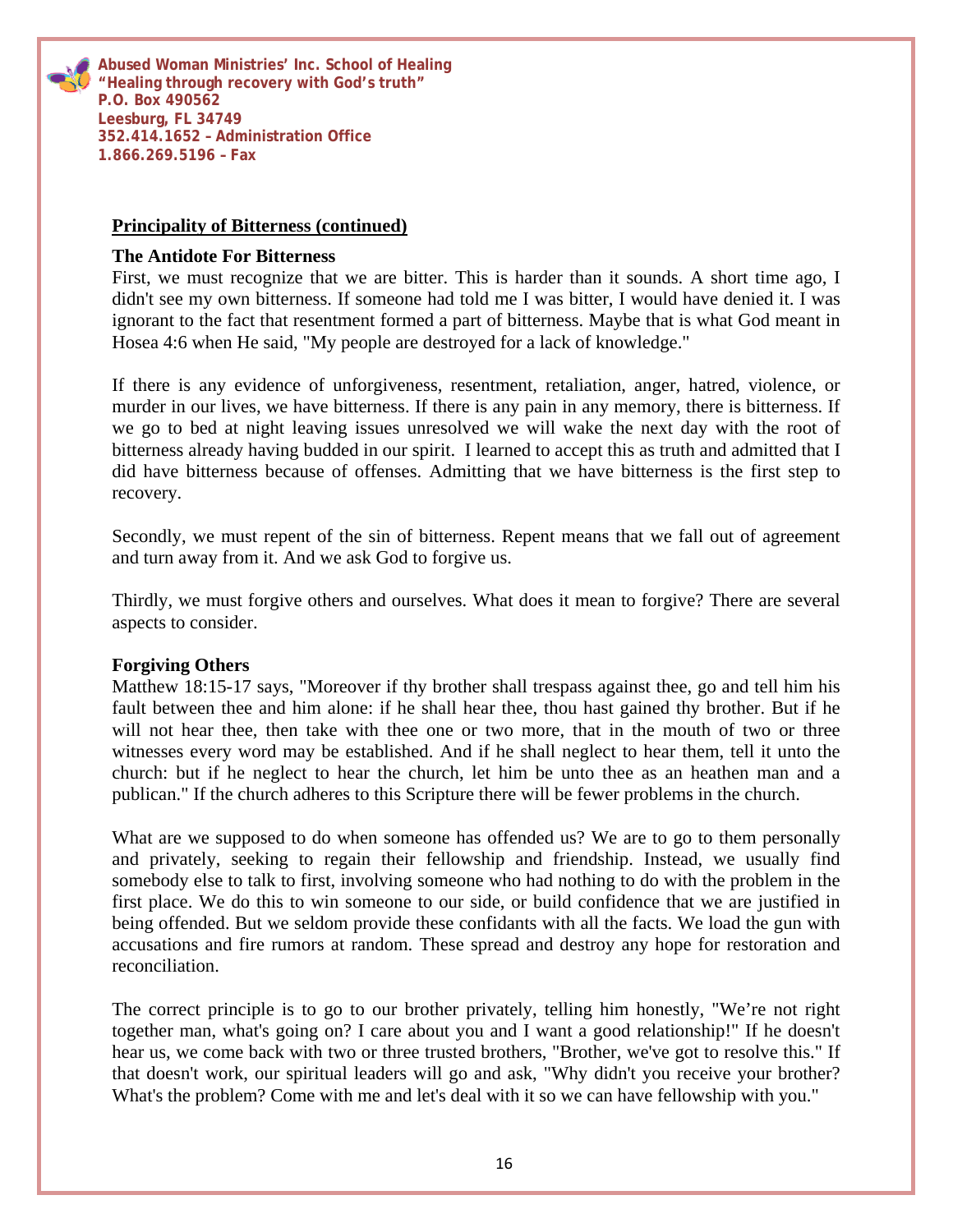**Abused Woman Ministries' Inc. School of Healing**
**"Healing through recovery with God's truth"**
**P.O. Box 490562**
**Leesburg, FL 34749**
**352.414.1652 – Administration Office**
**1.866.269.5196 – Fax**

## Principality of Bitterness (continued)

### The Antidote For Bitterness

First, we must recognize that we are bitter. This is harder than it sounds. A short time ago, I didn't see my own bitterness. If someone had told me I was bitter, I would have denied it. I was ignorant to the fact that resentment formed a part of bitterness. Maybe that is what God meant in Hosea 4:6 when He said, "My people are destroyed for a lack of knowledge."

If there is any evidence of unforgiveness, resentment, retaliation, anger, hatred, violence, or murder in our lives, we have bitterness. If there is any pain in any memory, there is bitterness. If we go to bed at night leaving issues unresolved we will wake the next day with the root of bitterness already having budded in our spirit. I learned to accept this as truth and admitted that I did have bitterness because of offenses. Admitting that we have bitterness is the first step to recovery.

Secondly, we must repent of the sin of bitterness. Repent means that we fall out of agreement and turn away from it. And we ask God to forgive us.

Thirdly, we must forgive others and ourselves. What does it mean to forgive? There are several aspects to consider.

### Forgiving Others

Matthew 18:15-17 says, "Moreover if thy brother shall trespass against thee, go and tell him his fault between thee and him alone: if he shall hear thee, thou hast gained thy brother. But if he will not hear thee, then take with thee one or two more, that in the mouth of two or three witnesses every word may be established. And if he shall neglect to hear them, tell it unto the church: but if he neglect to hear the church, let him be unto thee as an heathen man and a publican." If the church adheres to this Scripture there will be fewer problems in the church.

What are we supposed to do when someone has offended us? We are to go to them personally and privately, seeking to regain their fellowship and friendship. Instead, we usually find somebody else to talk to first, involving someone who had nothing to do with the problem in the first place. We do this to win someone to our side, or build confidence that we are justified in being offended. But we seldom provide these confidants with all the facts. We load the gun with accusations and fire rumors at random. These spread and destroy any hope for restoration and reconciliation.

The correct principle is to go to our brother privately, telling him honestly, "We're not right together man, what's going on? I care about you and I want a good relationship!" If he doesn't hear us, we come back with two or three trusted brothers, "Brother, we've got to resolve this." If that doesn't work, our spiritual leaders will go and ask, "Why didn't you receive your brother? What's the problem? Come with me and let's deal with it so we can have fellowship with you."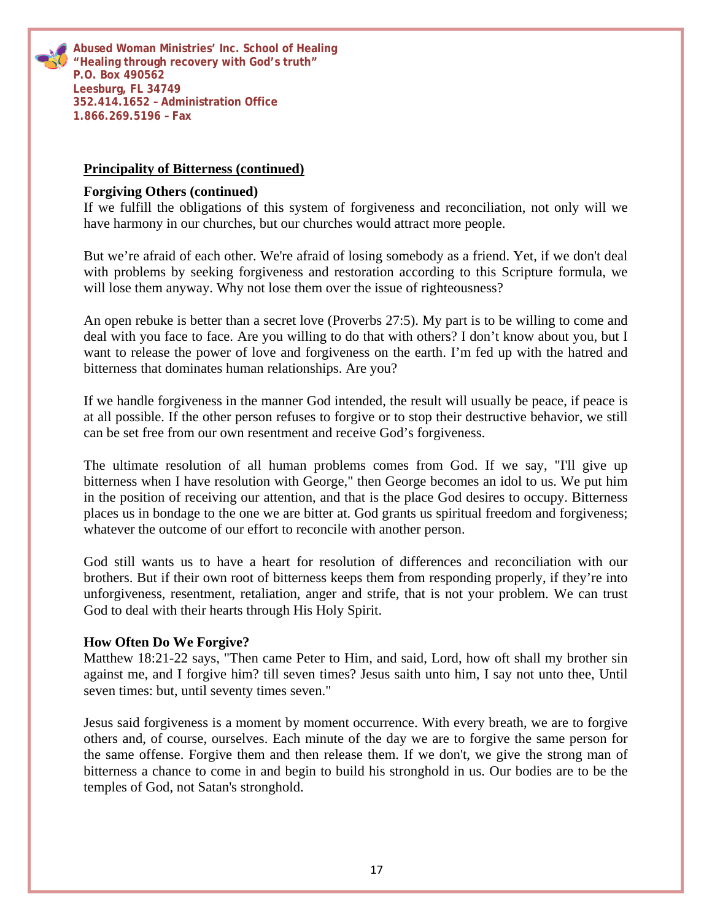## Principality of Bitterness (continued)

### Forgiving Others (continued)

If we fulfill the obligations of this system of forgiveness and reconciliation, not only will we have harmony in our churches, but our churches would attract more people.

But we're afraid of each other. We're afraid of losing somebody as a friend. Yet, if we don't deal with problems by seeking forgiveness and restoration according to this Scripture formula, we will lose them anyway. Why not lose them over the issue of righteousness?

An open rebuke is better than a secret love (Proverbs 27:5). My part is to be willing to come and deal with you face to face. Are you willing to do that with others? I don't know about you, but I want to release the power of love and forgiveness on the earth. I'm fed up with the hatred and bitterness that dominates human relationships. Are you?

If we handle forgiveness in the manner God intended, the result will usually be peace, if peace is at all possible. If the other person refuses to forgive or to stop their destructive behavior, we still can be set free from our own resentment and receive God's forgiveness.

The ultimate resolution of all human problems comes from God. If we say, "I'll give up bitterness when I have resolution with George," then George becomes an idol to us. We put him in the position of receiving our attention, and that is the place God desires to occupy. Bitterness places us in bondage to the one we are bitter at. God grants us spiritual freedom and forgiveness; whatever the outcome of our effort to reconcile with another person.

God still wants us to have a heart for resolution of differences and reconciliation with our brothers. But if their own root of bitterness keeps them from responding properly, if they're into unforgiveness, resentment, retaliation, anger and strife, that is not your problem. We can trust God to deal with their hearts through His Holy Spirit.

### How Often Do We Forgive?

Matthew 18:21-22 says, "Then came Peter to Him, and said, Lord, how oft shall my brother sin against me, and I forgive him? till seven times? Jesus saith unto him, I say not unto thee, Until seven times: but, until seventy times seven."

Jesus said forgiveness is a moment by moment occurrence. With every breath, we are to forgive others and, of course, ourselves. Each minute of the day we are to forgive the same person for the same offense. Forgive them and then release them. If we don't, we give the strong man of bitterness a chance to come in and begin to build his stronghold in us. Our bodies are to be the temples of God, not Satan's stronghold.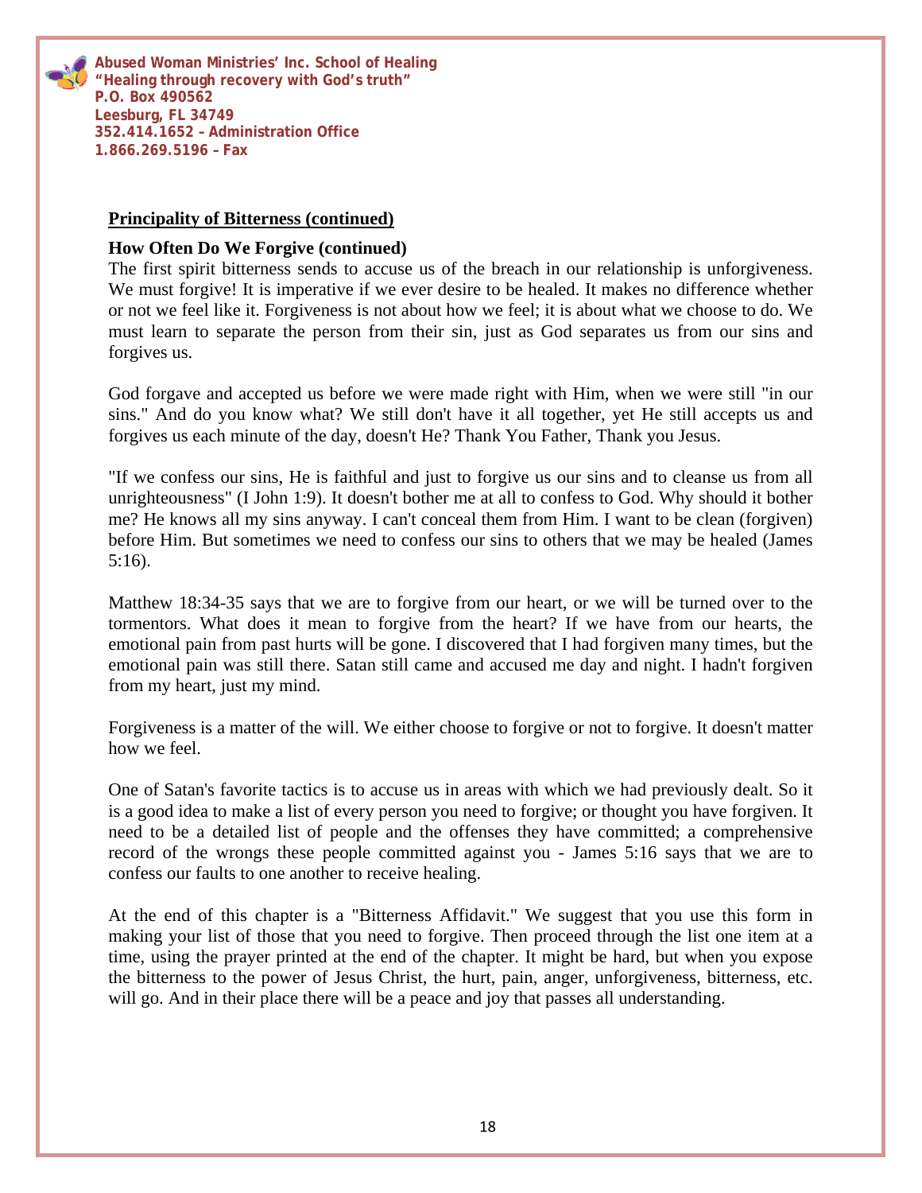## Principality of Bitterness (continued)

### How Often Do We Forgive (continued)

The first spirit bitterness sends to accuse us of the breach in our relationship is unforgiveness. We must forgive! It is imperative if we ever desire to be healed. It makes no difference whether or not we feel like it. Forgiveness is not about how we feel; it is about what we choose to do. We must learn to separate the person from their sin, just as God separates us from our sins and forgives us.

God forgave and accepted us before we were made right with Him, when we were still "in our sins." And do you know what? We still don't have it all together, yet He still accepts us and forgives us each minute of the day, doesn't He? Thank You Father, Thank you Jesus.

"If we confess our sins, He is faithful and just to forgive us our sins and to cleanse us from all unrighteousness" (I John 1:9). It doesn't bother me at all to confess to God. Why should it bother me? He knows all my sins anyway. I can't conceal them from Him. I want to be clean (forgiven) before Him. But sometimes we need to confess our sins to others that we may be healed (James 5:16).

Matthew 18:34-35 says that we are to forgive from our heart, or we will be turned over to the tormentors. What does it mean to forgive from the heart? If we have from our hearts, the emotional pain from past hurts will be gone. I discovered that I had forgiven many times, but the emotional pain was still there. Satan still came and accused me day and night. I hadn't forgiven from my heart, just my mind.

Forgiveness is a matter of the will. We either choose to forgive or not to forgive. It doesn't matter how we feel.

One of Satan's favorite tactics is to accuse us in areas with which we had previously dealt. So it is a good idea to make a list of every person you need to forgive; or thought you have forgiven. It need to be a detailed list of people and the offenses they have committed; a comprehensive record of the wrongs these people committed against you - James 5:16 says that we are to confess our faults to one another to receive healing.

At the end of this chapter is a "Bitterness Affidavit." We suggest that you use this form in making your list of those that you need to forgive. Then proceed through the list one item at a time, using the prayer printed at the end of the chapter. It might be hard, but when you expose the bitterness to the power of Jesus Christ, the hurt, pain, anger, unforgiveness, bitterness, etc. will go. And in their place there will be a peace and joy that passes all understanding.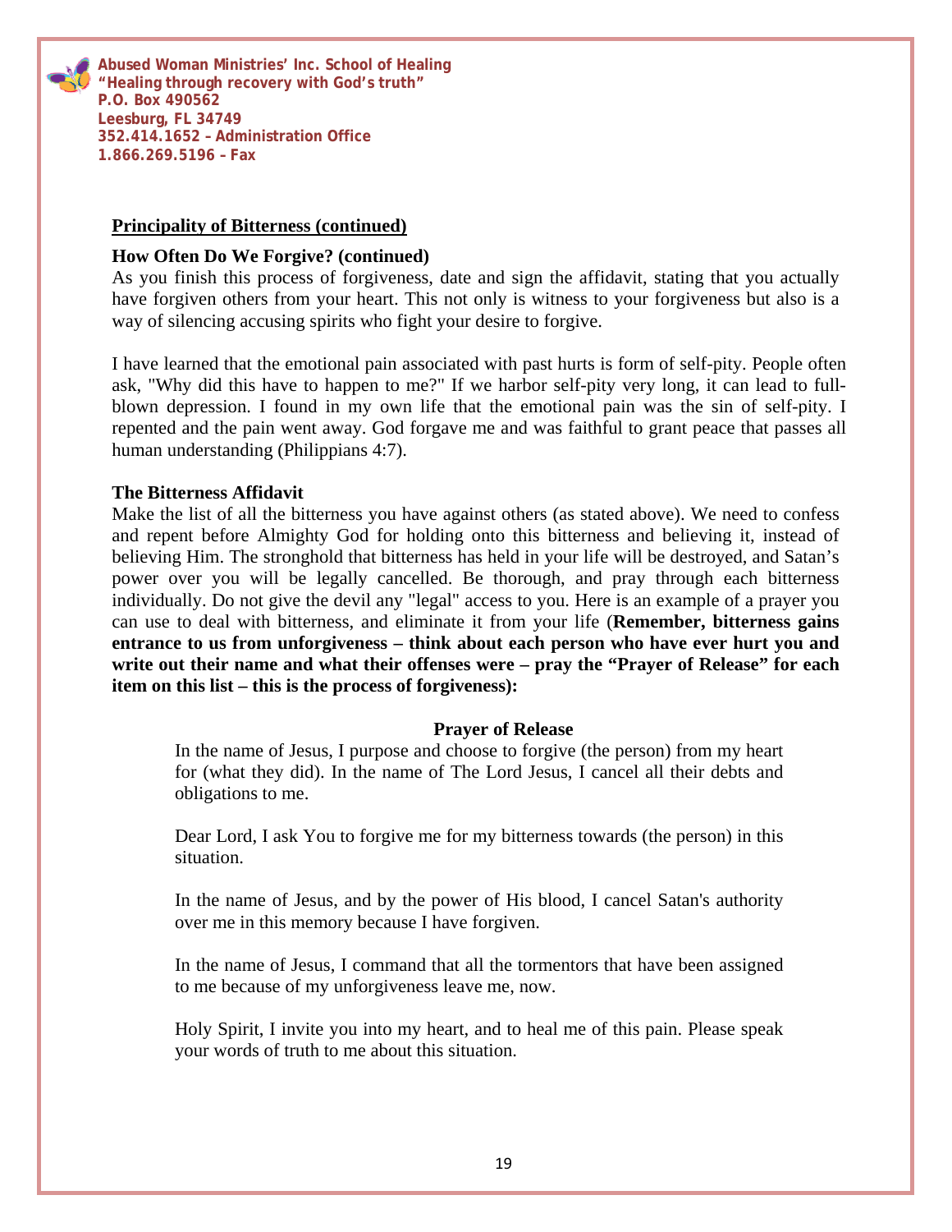**Principality of Bitterness (continued)**

**How Often Do We Forgive? (continued)**

As you finish this process of forgiveness, date and sign the affidavit, stating that you actually have forgiven others from your heart. This not only is witness to your forgiveness but also is a way of silencing accusing spirits who fight your desire to forgive.

I have learned that the emotional pain associated with past hurts is form of self-pity. People often ask, "Why did this have to happen to me?" If we harbor self-pity very long, it can lead to full-blown depression. I found in my own life that the emotional pain was the sin of self-pity. I repented and the pain went away. God forgave me and was faithful to grant peace that passes all human understanding (Philippians 4:7).

**The Bitterness Affidavit**

Make the list of all the bitterness you have against others (as stated above). We need to confess and repent before Almighty God for holding onto this bitterness and believing it, instead of believing Him. The stronghold that bitterness has held in your life will be destroyed, and Satan's power over you will be legally cancelled. Be thorough, and pray through each bitterness individually. Do not give the devil any "legal" access to you. Here is an example of a prayer you can use to deal with bitterness, and eliminate it from your life (**Remember, bitterness gains entrance to us from unforgiveness – think about each person who have ever hurt you and write out their name and what their offenses were – pray the "Prayer of Release" for each item on this list – this is the process of forgiveness):**

**Prayer of Release**

> In the name of Jesus, I purpose and choose to forgive (the person) from my heart for (what they did). In the name of The Lord Jesus, I cancel all their debts and obligations to me.
>
> Dear Lord, I ask You to forgive me for my bitterness towards (the person) in this situation.
>
> In the name of Jesus, and by the power of His blood, I cancel Satan's authority over me in this memory because I have forgiven.
>
> In the name of Jesus, I command that all the tormentors that have been assigned to me because of my unforgiveness leave me, now.
>
> Holy Spirit, I invite you into my heart, and to heal me of this pain. Please speak your words of truth to me about this situation.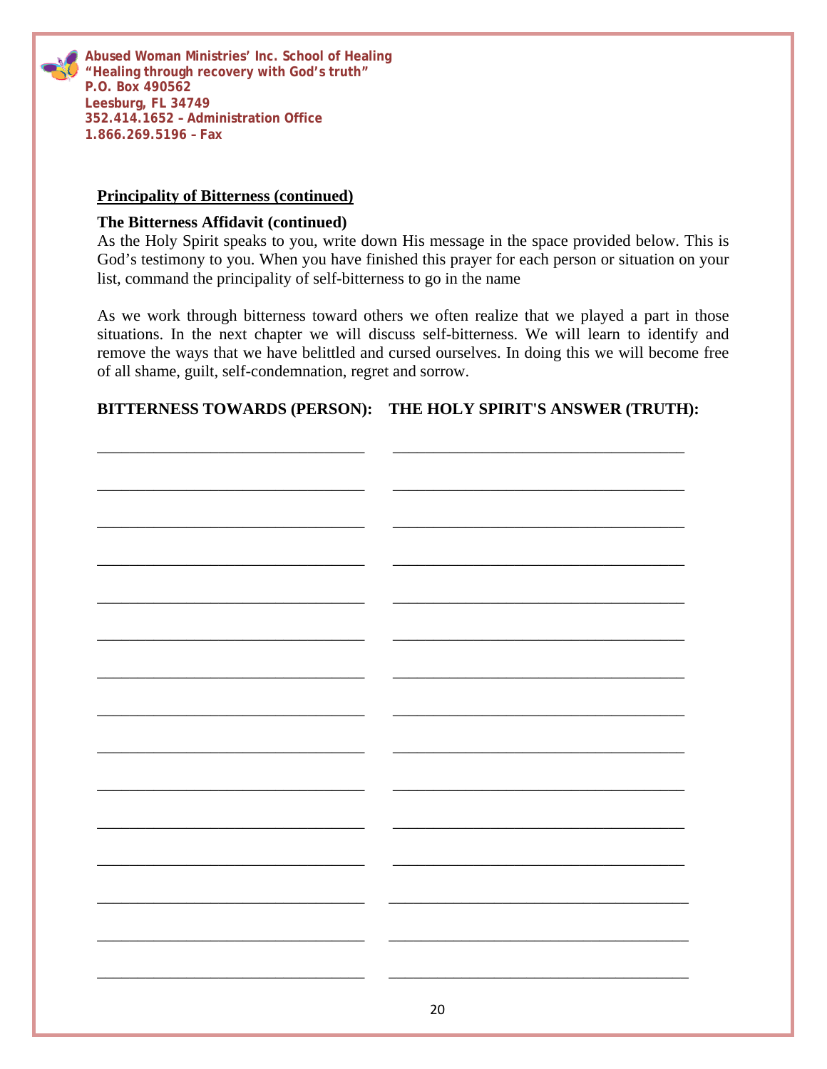**Abused Woman Ministries' Inc. School of Healing**
**"Healing through recovery with God's truth"**
**P.O. Box 490562**
**Leesburg, FL 34749**
**352.414.1652 – Administration Office**
**1.866.269.5196 – Fax**

## Principality of Bitterness (continued)

### The Bitterness Affidavit (continued)

As the Holy Spirit speaks to you, write down His message in the space provided below. This is God's testimony to you. When you have finished this prayer for each person or situation on your list, command the principality of self-bitterness to go in the name

As we work through bitterness toward others we often realize that we played a part in those situations. In the next chapter we will discuss self-bitterness. We will learn to identify and remove the ways that we have belittled and cursed ourselves. In doing this we will become free of all shame, guilt, self-condemnation, regret and sorrow.

| BITTERNESS TOWARDS (PERSON): | THE HOLY SPIRIT'S ANSWER (TRUTH): |
|---|---|
| ___________________________________ | _______________________________________ |
| ___________________________________ | _______________________________________ |
| ___________________________________ | _______________________________________ |
| ___________________________________ | _______________________________________ |
| ___________________________________ | _______________________________________ |
| ___________________________________ | _______________________________________ |
| ___________________________________ | _______________________________________ |
| ___________________________________ | _______________________________________ |
| ___________________________________ | _______________________________________ |
| ___________________________________ | _______________________________________ |
| ___________________________________ | _______________________________________ |
| ___________________________________ | _______________________________________ |
| ___________________________________ | _______________________________________ |
| ___________________________________ | _______________________________________ |
| ___________________________________ | _______________________________________ |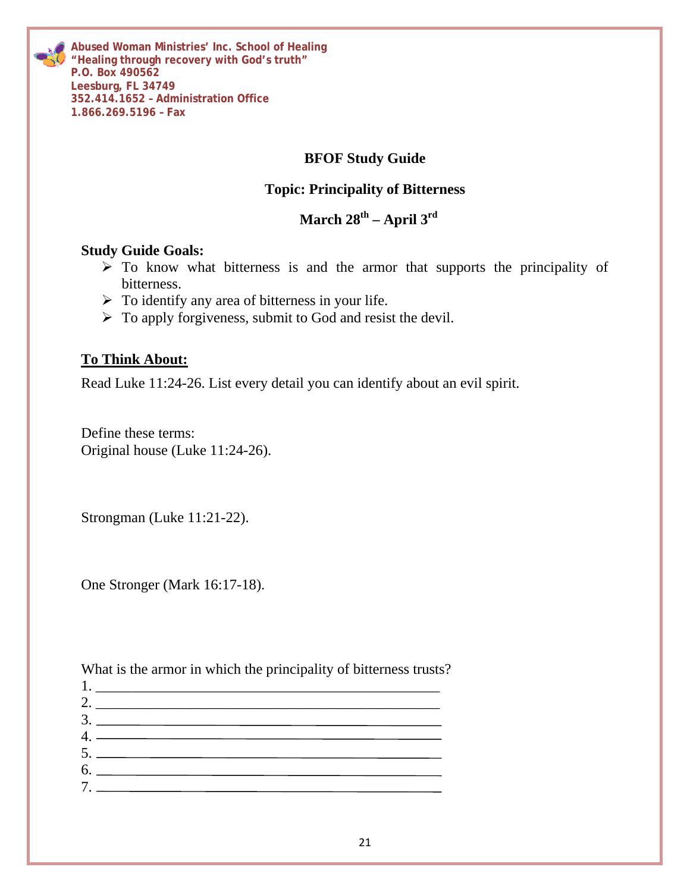Abused Woman Ministries' Inc. School of Healing
"Healing through recovery with God's truth"
P.O. Box 490562
Leesburg, FL 34749
352.414.1652 – Administration Office
1.866.269.5196 – Fax

## BFOF Study Guide

### Topic: Principality of Bitterness

### March 28th – April 3rd

**Study Guide Goals:**

- To know what bitterness is and the armor that supports the principality of bitterness.
- To identify any area of bitterness in your life.
- To apply forgiveness, submit to God and resist the devil.

**To Think About:**

Read Luke 11:24-26. List every detail you can identify about an evil spirit.

Define these terms:
Original house (Luke 11:24-26).

Strongman (Luke 11:21-22).

One Stronger (Mark 16:17-18).

What is the armor in which the principality of bitterness trusts?
1. ________________________________________________
2. ________________________________________________
3. ________________________________________________
4. ________________________________________________
5. ________________________________________________
6. ________________________________________________
7. ________________________________________________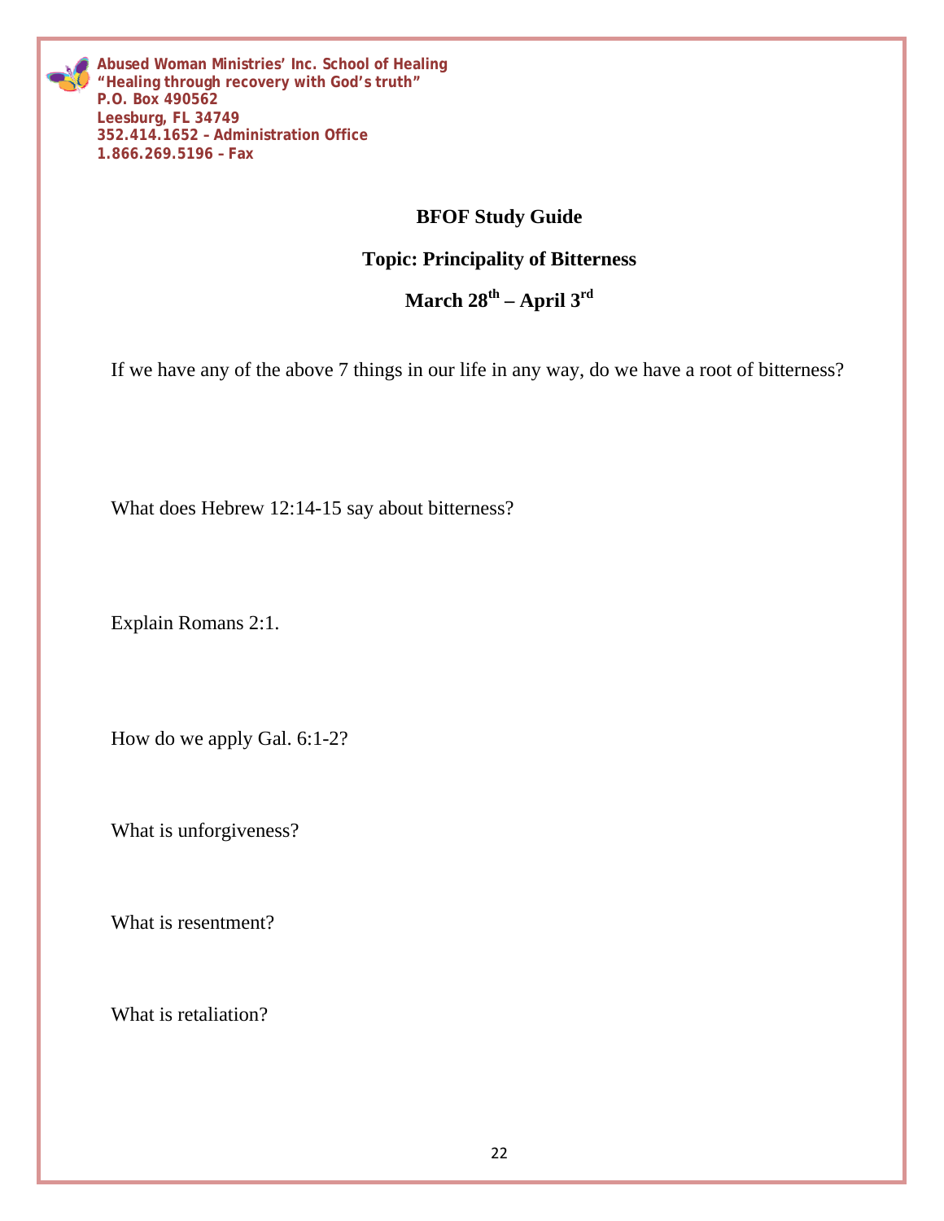**Abused Woman Ministries' Inc. School of Healing**
**"Healing through recovery with God's truth"**
**P.O. Box 490562**
**Leesburg, FL 34749**
**352.414.1652 – Administration Office**
**1.866.269.5196 – Fax**

## BFOF Study Guide

### Topic: Principality of Bitterness

### March 28th – April 3rd

If we have any of the above 7 things in our life in any way, do we have a root of bitterness?

What does Hebrew 12:14-15 say about bitterness?

Explain Romans 2:1.

How do we apply Gal. 6:1-2?

What is unforgiveness?

What is resentment?

What is retaliation?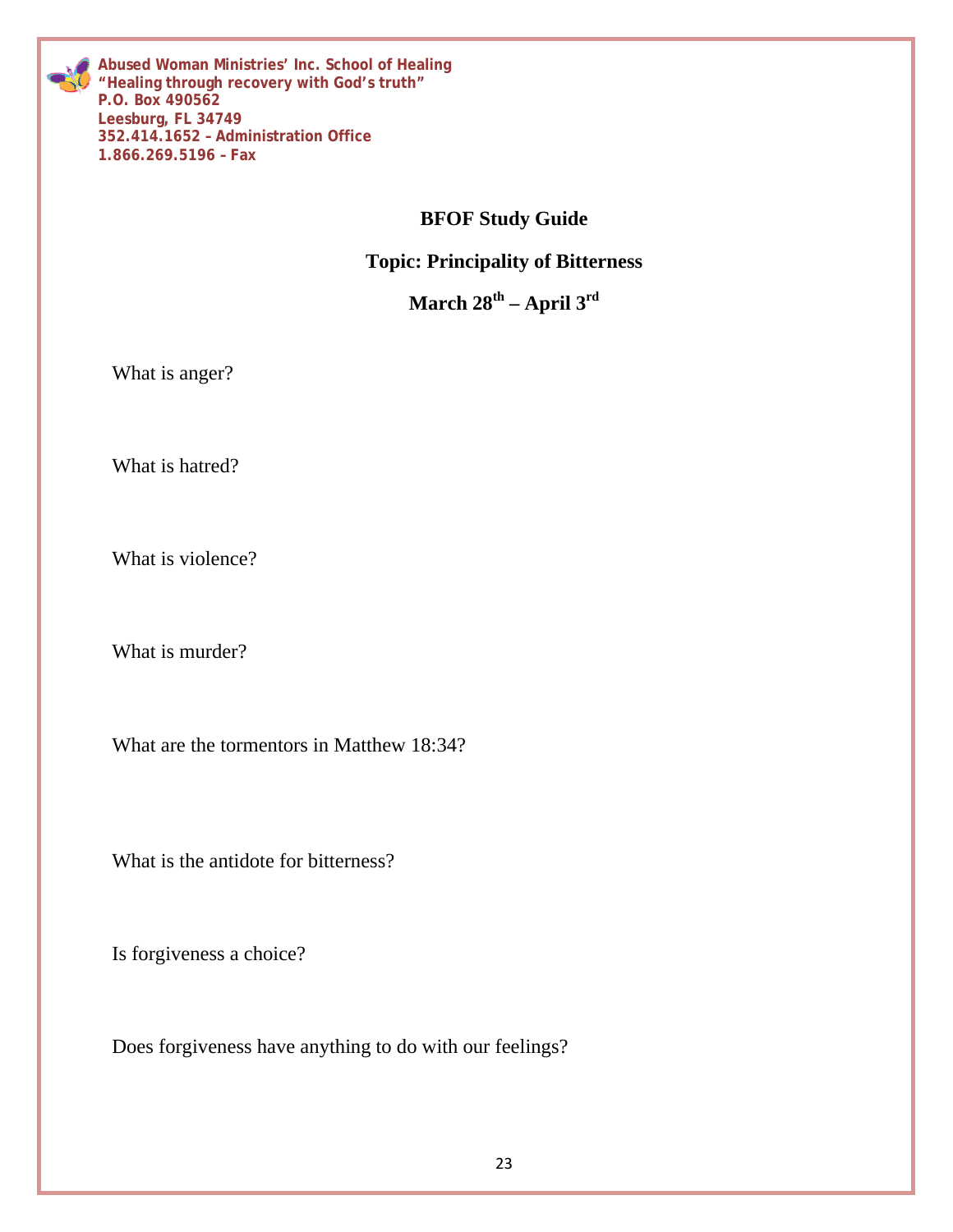**Abused Woman Ministries' Inc. School of Healing**
**"Healing through recovery with God's truth"**
**P.O. Box 490562**
**Leesburg, FL 34749**
**352.414.1652 – Administration Office**
**1.866.269.5196 – Fax**

# BFOF Study Guide

## Topic: Principality of Bitterness

## March 28th – April 3rd

What is anger?

What is hatred?

What is violence?

What is murder?

What are the tormentors in Matthew 18:34?

What is the antidote for bitterness?

Is forgiveness a choice?

Does forgiveness have anything to do with our feelings?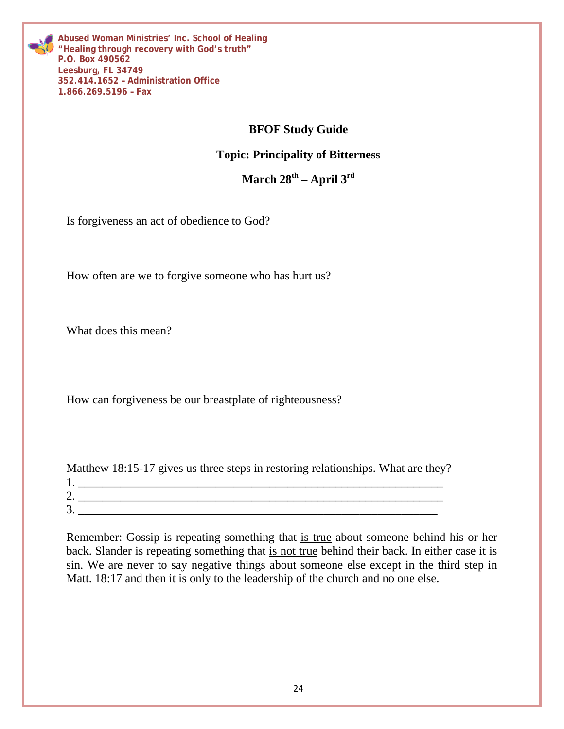Abused Woman Ministries' Inc. School of Healing
"Healing through recovery with God's truth"
P.O. Box 490562
Leesburg, FL 34749
352.414.1652 – Administration Office
1.866.269.5196 – Fax

## BFOF Study Guide

## Topic: Principality of Bitterness

## March 28th – April 3rd

Is forgiveness an act of obedience to God?

How often are we to forgive someone who has hurt us?

What does this mean?

How can forgiveness be our breastplate of righteousness?

Matthew 18:15-17 gives us three steps in restoring relationships. What are they?

1. ______________________________________________________________
2. ______________________________________________________________
3. _____________________________________________________________

Remember: Gossip is repeating something that <u>is true</u> about someone behind his or her back. Slander is repeating something that <u>is not true</u> behind their back. In either case it is sin. We are never to say negative things about someone else except in the third step in Matt. 18:17 and then it is only to the leadership of the church and no one else.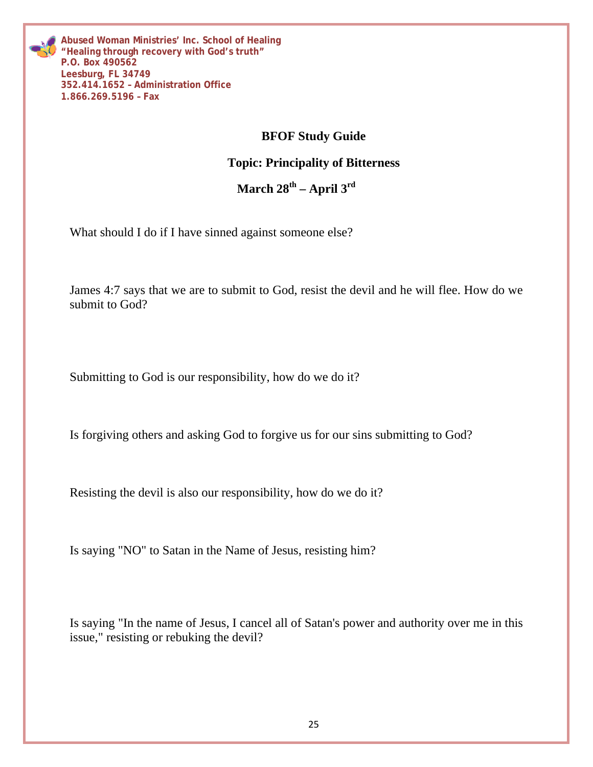Abused Woman Ministries' Inc. School of Healing
"Healing through recovery with God's truth"
P.O. Box 490562
Leesburg, FL 34749
352.414.1652 – Administration Office
1.866.269.5196 – Fax

## BFOF Study Guide

## Topic: Principality of Bitterness

## March 28th – April 3rd

What should I do if I have sinned against someone else?

James 4:7 says that we are to submit to God, resist the devil and he will flee. How do we submit to God?

Submitting to God is our responsibility, how do we do it?

Is forgiving others and asking God to forgive us for our sins submitting to God?

Resisting the devil is also our responsibility, how do we do it?

Is saying "NO" to Satan in the Name of Jesus, resisting him?

Is saying "In the name of Jesus, I cancel all of Satan's power and authority over me in this issue," resisting or rebuking the devil?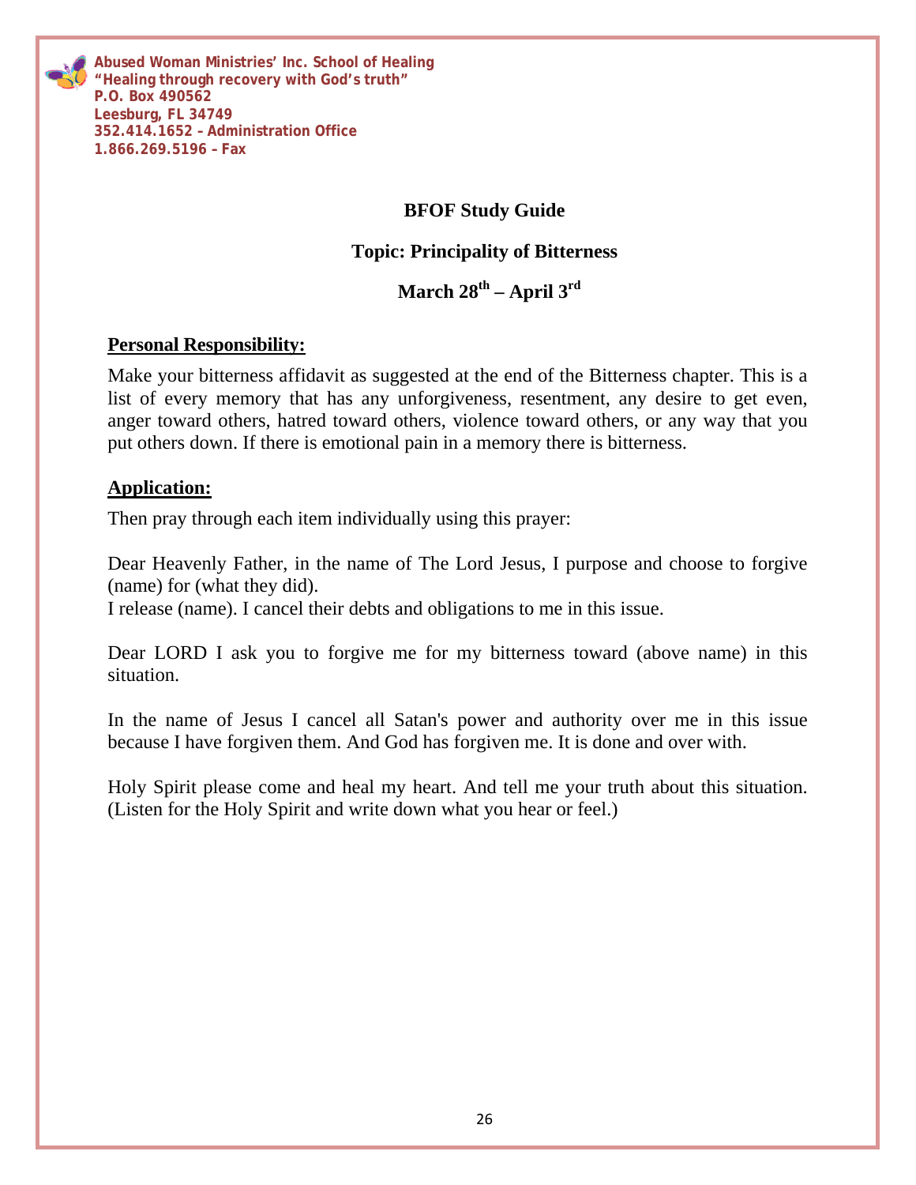**Abused Woman Ministries' Inc. School of Healing**
**"Healing through recovery with God's truth"**
**P.O. Box 490562**
**Leesburg, FL 34749**
**352.414.1652 – Administration Office**
**1.866.269.5196 – Fax**

# BFOF Study Guide

## Topic: Principality of Bitterness

## March 28th – April 3rd

**Personal Responsibility:**

Make your bitterness affidavit as suggested at the end of the Bitterness chapter. This is a list of every memory that has any unforgiveness, resentment, any desire to get even, anger toward others, hatred toward others, violence toward others, or any way that you put others down. If there is emotional pain in a memory there is bitterness.

**Application:**

Then pray through each item individually using this prayer:

Dear Heavenly Father, in the name of The Lord Jesus, I purpose and choose to forgive (name) for (what they did).
I release (name). I cancel their debts and obligations to me in this issue.

Dear LORD I ask you to forgive me for my bitterness toward (above name) in this situation.

In the name of Jesus I cancel all Satan's power and authority over me in this issue because I have forgiven them. And God has forgiven me. It is done and over with.

Holy Spirit please come and heal my heart. And tell me your truth about this situation. (Listen for the Holy Spirit and write down what you hear or feel.)